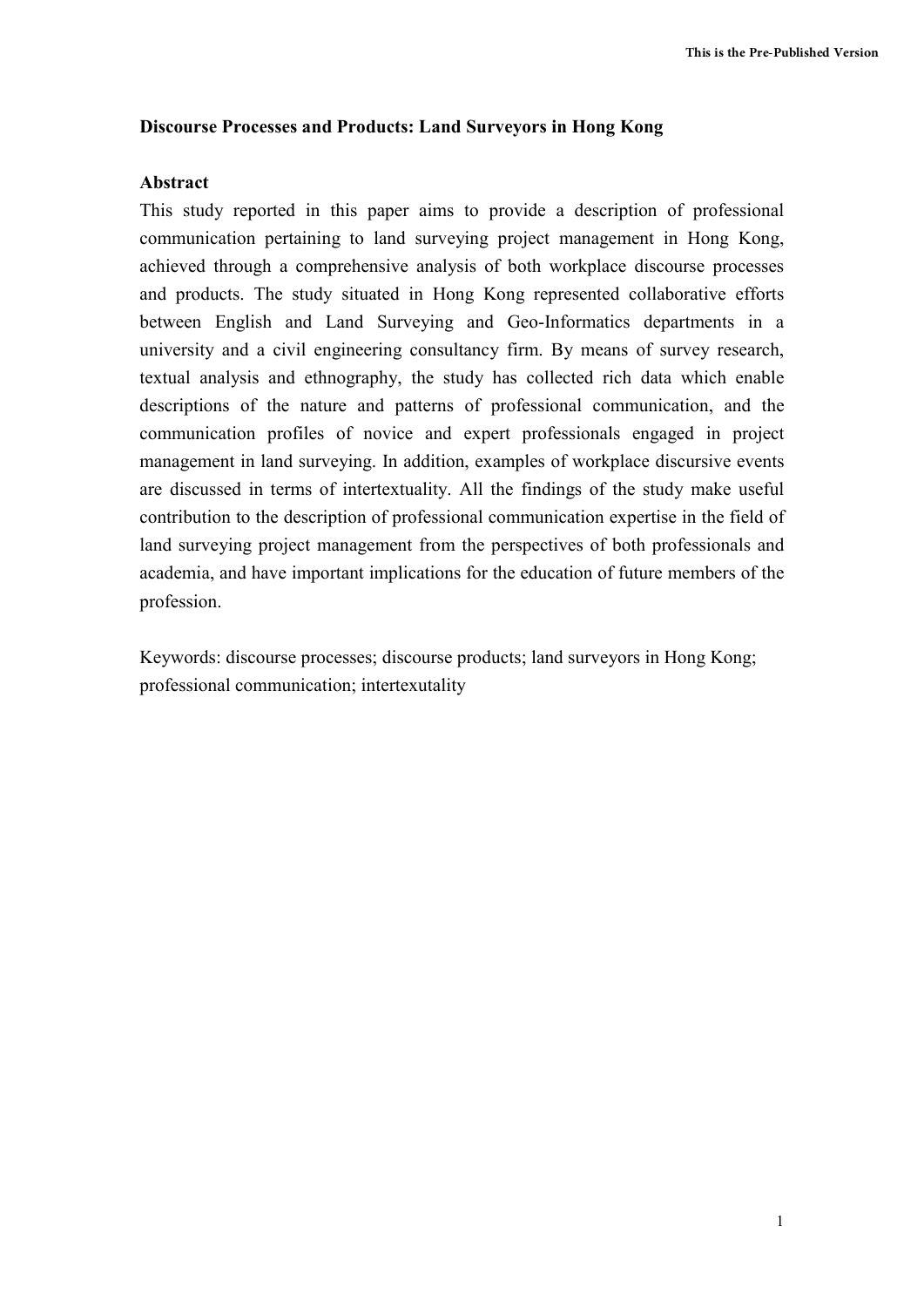**Discourse Processes and Products: Land Surveyors in Hong Kong**

**Abstract**

This study reported in this paper aims to provide a description of professional communication pertaining to land surveying project management in Hong Kong, achieved through a comprehensive analysis of both workplace discourse processes and products. The study situated in Hong Kong represented collaborative efforts between English and Land Surveying and Geo-Informatics departments in a university and a civil engineering consultancy firm. By means of survey research, textual analysis and ethnography, the study has collected rich data which enable descriptions of the nature and patterns of professional communication, and the communication profiles of novice and expert professionals engaged in project management in land surveying. In addition, examples of workplace discursive events are discussed in terms of intertextuality. All the findings of the study make useful contribution to the description of professional communication expertise in the field of land surveying project management from the perspectives of both professionals and academia, and have important implications for the education of future members of the profession.

Keywords: discourse processes; discourse products; land surveyors in Hong Kong; professional communication; intertexutality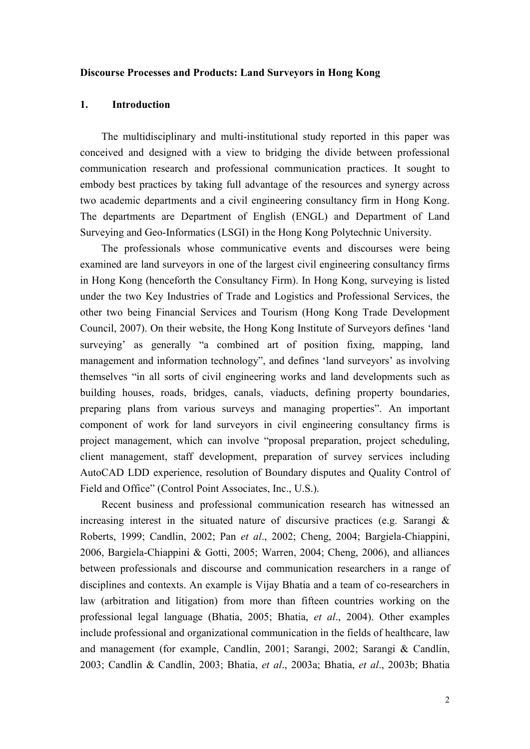**Discourse Processes and Products: Land Surveyors in Hong Kong**

## 1. Introduction

The multidisciplinary and multi-institutional study reported in this paper was conceived and designed with a view to bridging the divide between professional communication research and professional communication practices. It sought to embody best practices by taking full advantage of the resources and synergy across two academic departments and a civil engineering consultancy firm in Hong Kong. The departments are Department of English (ENGL) and Department of Land Surveying and Geo-Informatics (LSGI) in the Hong Kong Polytechnic University.

The professionals whose communicative events and discourses were being examined are land surveyors in one of the largest civil engineering consultancy firms in Hong Kong (henceforth the Consultancy Firm). In Hong Kong, surveying is listed under the two Key Industries of Trade and Logistics and Professional Services, the other two being Financial Services and Tourism (Hong Kong Trade Development Council, 2007). On their website, the Hong Kong Institute of Surveyors defines 'land surveying' as generally "a combined art of position fixing, mapping, land management and information technology", and defines 'land surveyors' as involving themselves "in all sorts of civil engineering works and land developments such as building houses, roads, bridges, canals, viaducts, defining property boundaries, preparing plans from various surveys and managing properties". An important component of work for land surveyors in civil engineering consultancy firms is project management, which can involve "proposal preparation, project scheduling, client management, staff development, preparation of survey services including AutoCAD LDD experience, resolution of Boundary disputes and Quality Control of Field and Office" (Control Point Associates, Inc., U.S.).

Recent business and professional communication research has witnessed an increasing interest in the situated nature of discursive practices (e.g. Sarangi & Roberts, 1999; Candlin, 2002; Pan *et al*., 2002; Cheng, 2004; Bargiela-Chiappini, 2006, Bargiela-Chiappini & Gotti, 2005; Warren, 2004; Cheng, 2006), and alliances between professionals and discourse and communication researchers in a range of disciplines and contexts. An example is Vijay Bhatia and a team of co-researchers in law (arbitration and litigation) from more than fifteen countries working on the professional legal language (Bhatia, 2005; Bhatia, *et al*., 2004). Other examples include professional and organizational communication in the fields of healthcare, law and management (for example, Candlin, 2001; Sarangi, 2002; Sarangi & Candlin, 2003; Candlin & Candlin, 2003; Bhatia, *et al*., 2003a; Bhatia, *et al*., 2003b; Bhatia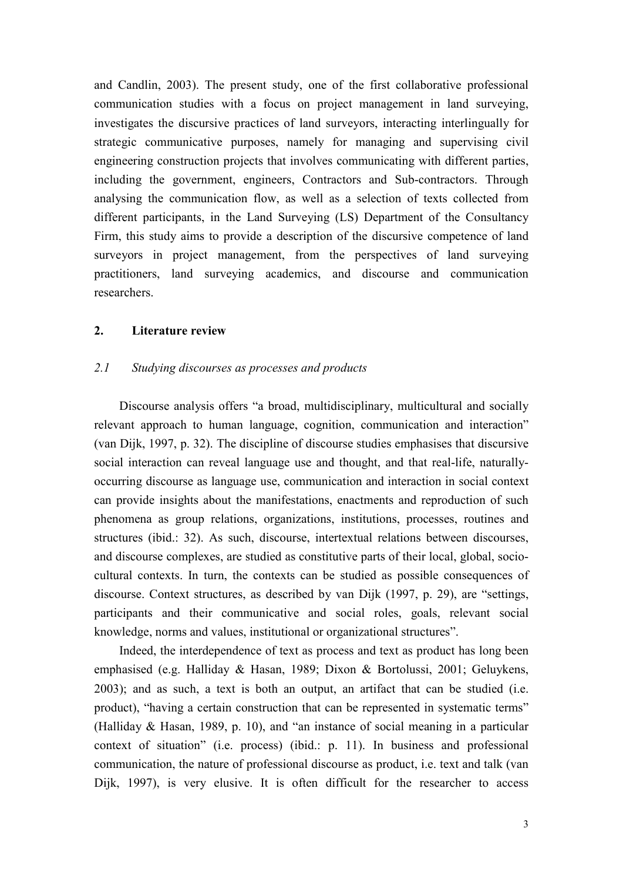and Candlin, 2003). The present study, one of the first collaborative professional communication studies with a focus on project management in land surveying, investigates the discursive practices of land surveyors, interacting interlingually for strategic communicative purposes, namely for managing and supervising civil engineering construction projects that involves communicating with different parties, including the government, engineers, Contractors and Sub-contractors. Through analysing the communication flow, as well as a selection of texts collected from different participants, in the Land Surveying (LS) Department of the Consultancy Firm, this study aims to provide a description of the discursive competence of land surveyors in project management, from the perspectives of land surveying practitioners, land surveying academics, and discourse and communication researchers.

## 2. Literature review

### *2.1 Studying discourses as processes and products*

Discourse analysis offers "a broad, multidisciplinary, multicultural and socially relevant approach to human language, cognition, communication and interaction" (van Dijk, 1997, p. 32). The discipline of discourse studies emphasises that discursive social interaction can reveal language use and thought, and that real-life, naturally-occurring discourse as language use, communication and interaction in social context can provide insights about the manifestations, enactments and reproduction of such phenomena as group relations, organizations, institutions, processes, routines and structures (ibid.: 32). As such, discourse, intertextual relations between discourses, and discourse complexes, are studied as constitutive parts of their local, global, socio-cultural contexts. In turn, the contexts can be studied as possible consequences of discourse. Context structures, as described by van Dijk (1997, p. 29), are "settings, participants and their communicative and social roles, goals, relevant social knowledge, norms and values, institutional or organizational structures".

Indeed, the interdependence of text as process and text as product has long been emphasised (e.g. Halliday & Hasan, 1989; Dixon & Bortolussi, 2001; Geluykens, 2003); and as such, a text is both an output, an artifact that can be studied (i.e. product), "having a certain construction that can be represented in systematic terms" (Halliday & Hasan, 1989, p. 10), and "an instance of social meaning in a particular context of situation" (i.e. process) (ibid.: p. 11). In business and professional communication, the nature of professional discourse as product, i.e. text and talk (van Dijk, 1997), is very elusive. It is often difficult for the researcher to access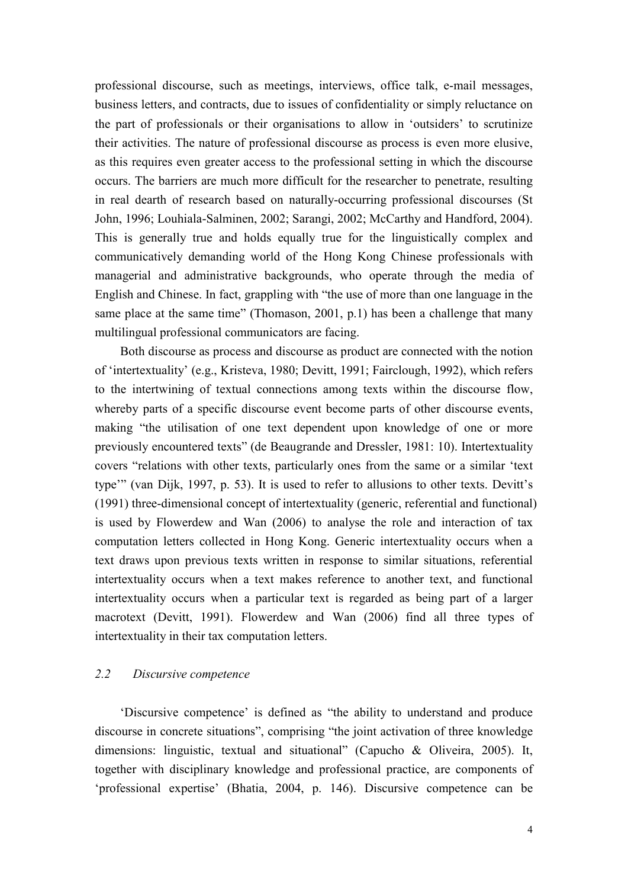professional discourse, such as meetings, interviews, office talk, e-mail messages, business letters, and contracts, due to issues of confidentiality or simply reluctance on the part of professionals or their organisations to allow in 'outsiders' to scrutinize their activities. The nature of professional discourse as process is even more elusive, as this requires even greater access to the professional setting in which the discourse occurs. The barriers are much more difficult for the researcher to penetrate, resulting in real dearth of research based on naturally-occurring professional discourses (St John, 1996; Louhiala-Salminen, 2002; Sarangi, 2002; McCarthy and Handford, 2004). This is generally true and holds equally true for the linguistically complex and communicatively demanding world of the Hong Kong Chinese professionals with managerial and administrative backgrounds, who operate through the media of English and Chinese. In fact, grappling with "the use of more than one language in the same place at the same time" (Thomason, 2001, p.1) has been a challenge that many multilingual professional communicators are facing.

Both discourse as process and discourse as product are connected with the notion of 'intertextuality' (e.g., Kristeva, 1980; Devitt, 1991; Fairclough, 1992), which refers to the intertwining of textual connections among texts within the discourse flow, whereby parts of a specific discourse event become parts of other discourse events, making "the utilisation of one text dependent upon knowledge of one or more previously encountered texts" (de Beaugrande and Dressler, 1981: 10). Intertextuality covers "relations with other texts, particularly ones from the same or a similar 'text type'" (van Dijk, 1997, p. 53). It is used to refer to allusions to other texts. Devitt's (1991) three-dimensional concept of intertextuality (generic, referential and functional) is used by Flowerdew and Wan (2006) to analyse the role and interaction of tax computation letters collected in Hong Kong. Generic intertextuality occurs when a text draws upon previous texts written in response to similar situations, referential intertextuality occurs when a text makes reference to another text, and functional intertextuality occurs when a particular text is regarded as being part of a larger macrotext (Devitt, 1991). Flowerdew and Wan (2006) find all three types of intertextuality in their tax computation letters.

### *2.2 Discursive competence*

'Discursive competence' is defined as "the ability to understand and produce discourse in concrete situations", comprising "the joint activation of three knowledge dimensions: linguistic, textual and situational" (Capucho & Oliveira, 2005). It, together with disciplinary knowledge and professional practice, are components of 'professional expertise' (Bhatia, 2004, p. 146). Discursive competence can be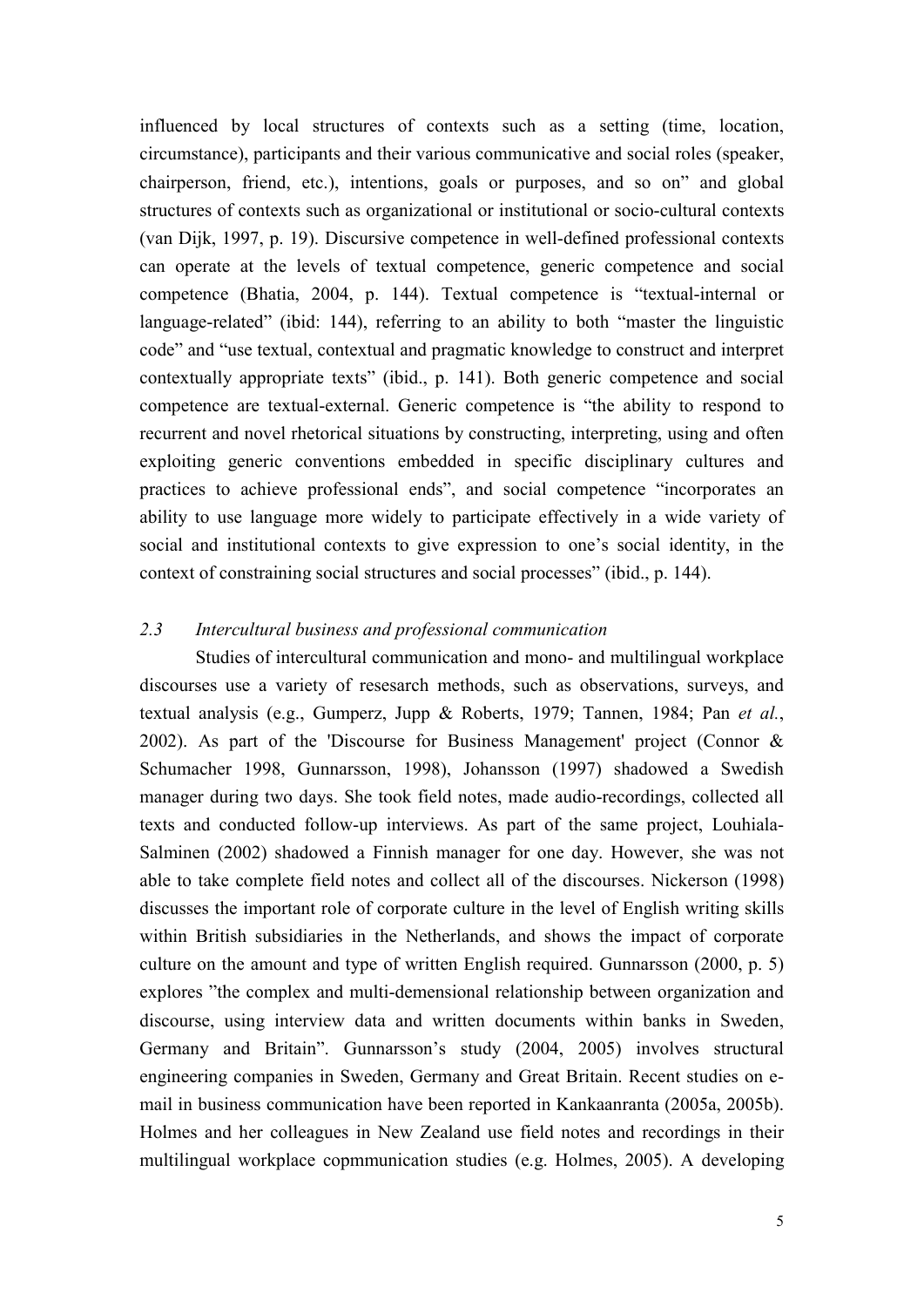influenced by local structures of contexts such as a setting (time, location, circumstance), participants and their various communicative and social roles (speaker, chairperson, friend, etc.), intentions, goals or purposes, and so on" and global structures of contexts such as organizational or institutional or socio-cultural contexts (van Dijk, 1997, p. 19). Discursive competence in well-defined professional contexts can operate at the levels of textual competence, generic competence and social competence (Bhatia, 2004, p. 144). Textual competence is "textual-internal or language-related" (ibid: 144), referring to an ability to both "master the linguistic code" and "use textual, contextual and pragmatic knowledge to construct and interpret contextually appropriate texts" (ibid., p. 141). Both generic competence and social competence are textual-external. Generic competence is "the ability to respond to recurrent and novel rhetorical situations by constructing, interpreting, using and often exploiting generic conventions embedded in specific disciplinary cultures and practices to achieve professional ends", and social competence "incorporates an ability to use language more widely to participate effectively in a wide variety of social and institutional contexts to give expression to one's social identity, in the context of constraining social structures and social processes" (ibid., p. 144).

## *2.3 Intercultural business and professional communication*

Studies of intercultural communication and mono- and multilingual workplace discourses use a variety of resesarch methods, such as observations, surveys, and textual analysis (e.g., Gumperz, Jupp & Roberts, 1979; Tannen, 1984; Pan *et al.*, 2002). As part of the 'Discourse for Business Management' project (Connor & Schumacher 1998, Gunnarsson, 1998), Johansson (1997) shadowed a Swedish manager during two days. She took field notes, made audio-recordings, collected all texts and conducted follow-up interviews. As part of the same project, Louhiala-Salminen (2002) shadowed a Finnish manager for one day. However, she was not able to take complete field notes and collect all of the discourses. Nickerson (1998) discusses the important role of corporate culture in the level of English writing skills within British subsidiaries in the Netherlands, and shows the impact of corporate culture on the amount and type of written English required. Gunnarsson (2000, p. 5) explores "the complex and multi-demensional relationship between organization and discourse, using interview data and written documents within banks in Sweden, Germany and Britain". Gunnarsson's study (2004, 2005) involves structural engineering companies in Sweden, Germany and Great Britain. Recent studies on e-mail in business communication have been reported in Kankaanranta (2005a, 2005b). Holmes and her colleagues in New Zealand use field notes and recordings in their multilingual workplace copmmunication studies (e.g. Holmes, 2005). A developing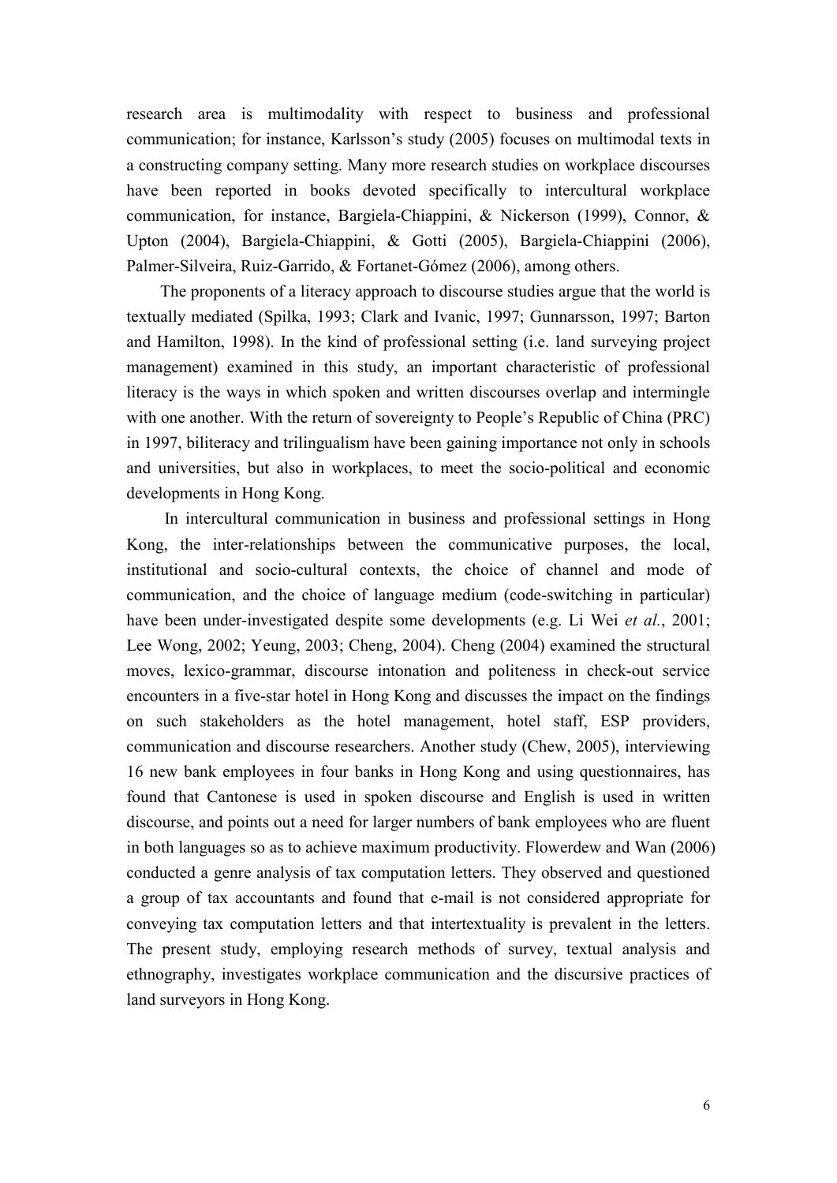research area is multimodality with respect to business and professional communication; for instance, Karlsson's study (2005) focuses on multimodal texts in a constructing company setting. Many more research studies on workplace discourses have been reported in books devoted specifically to intercultural workplace communication, for instance, Bargiela-Chiappini, & Nickerson (1999), Connor, & Upton (2004), Bargiela-Chiappini, & Gotti (2005), Bargiela-Chiappini (2006), Palmer-Silveira, Ruiz-Garrido, & Fortanet-Gómez (2006), among others.

The proponents of a literacy approach to discourse studies argue that the world is textually mediated (Spilka, 1993; Clark and Ivanic, 1997; Gunnarsson, 1997; Barton and Hamilton, 1998). In the kind of professional setting (i.e. land surveying project management) examined in this study, an important characteristic of professional literacy is the ways in which spoken and written discourses overlap and intermingle with one another. With the return of sovereignty to People's Republic of China (PRC) in 1997, biliteracy and trilingualism have been gaining importance not only in schools and universities, but also in workplaces, to meet the socio-political and economic developments in Hong Kong.

In intercultural communication in business and professional settings in Hong Kong, the inter-relationships between the communicative purposes, the local, institutional and socio-cultural contexts, the choice of channel and mode of communication, and the choice of language medium (code-switching in particular) have been under-investigated despite some developments (e.g. Li Wei *et al.*, 2001; Lee Wong, 2002; Yeung, 2003; Cheng, 2004). Cheng (2004) examined the structural moves, lexico-grammar, discourse intonation and politeness in check-out service encounters in a five-star hotel in Hong Kong and discusses the impact on the findings on such stakeholders as the hotel management, hotel staff, ESP providers, communication and discourse researchers. Another study (Chew, 2005), interviewing 16 new bank employees in four banks in Hong Kong and using questionnaires, has found that Cantonese is used in spoken discourse and English is used in written discourse, and points out a need for larger numbers of bank employees who are fluent in both languages so as to achieve maximum productivity. Flowerdew and Wan (2006) conducted a genre analysis of tax computation letters. They observed and questioned a group of tax accountants and found that e-mail is not considered appropriate for conveying tax computation letters and that intertextuality is prevalent in the letters. The present study, employing research methods of survey, textual analysis and ethnography, investigates workplace communication and the discursive practices of land surveyors in Hong Kong.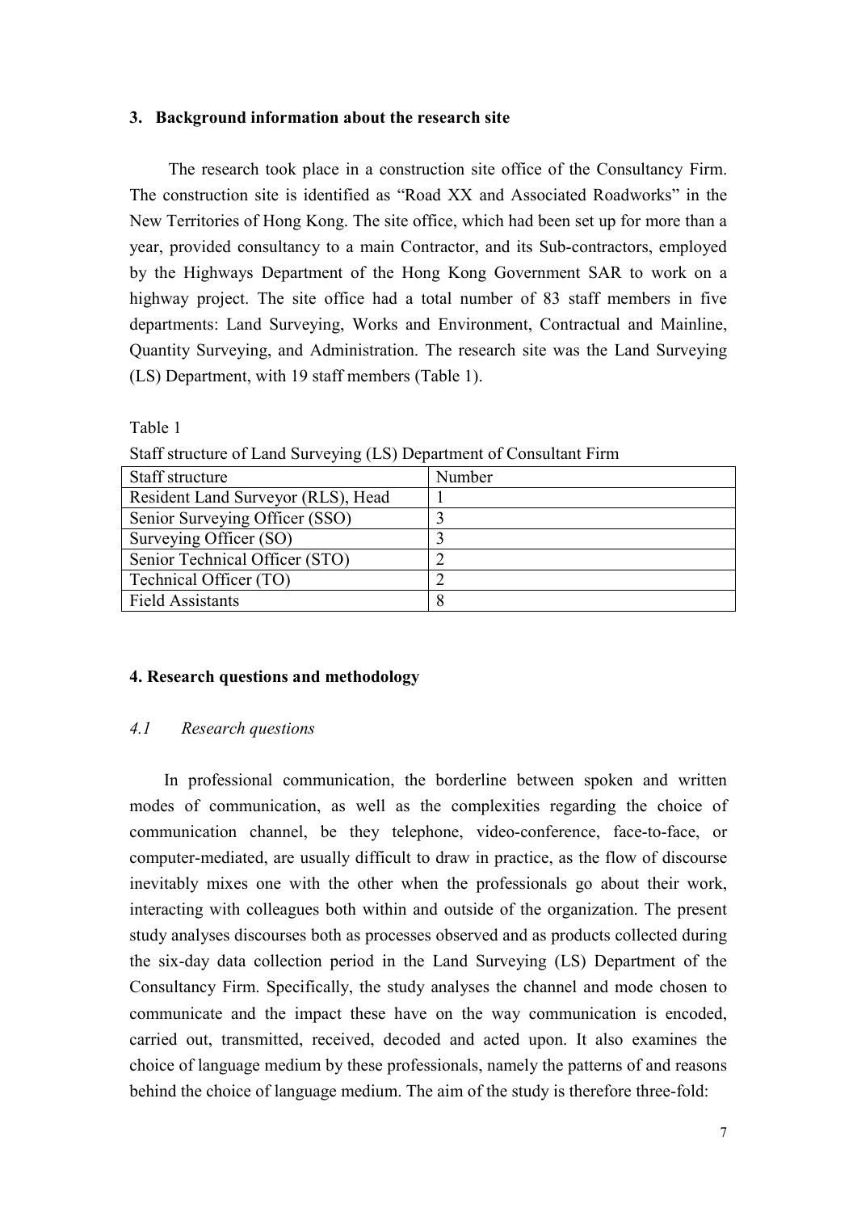## 3. Background information about the research site

The research took place in a construction site office of the Consultancy Firm. The construction site is identified as "Road XX and Associated Roadworks" in the New Territories of Hong Kong. The site office, which had been set up for more than a year, provided consultancy to a main Contractor, and its Sub-contractors, employed by the Highways Department of the Hong Kong Government SAR to work on a highway project. The site office had a total number of 83 staff members in five departments: Land Surveying, Works and Environment, Contractual and Mainline, Quantity Surveying, and Administration. The research site was the Land Surveying (LS) Department, with 19 staff members (Table 1).

Table 1

Staff structure of Land Surveying (LS) Department of Consultant Firm

| Staff structure | Number |
|---|---|
| Resident Land Surveyor (RLS), Head | 1 |
| Senior Surveying Officer (SSO) | 3 |
| Surveying Officer (SO) | 3 |
| Senior Technical Officer (STO) | 2 |
| Technical Officer (TO) | 2 |
| Field Assistants | 8 |

## 4. Research questions and methodology

### *4.1 Research questions*

In professional communication, the borderline between spoken and written modes of communication, as well as the complexities regarding the choice of communication channel, be they telephone, video-conference, face-to-face, or computer-mediated, are usually difficult to draw in practice, as the flow of discourse inevitably mixes one with the other when the professionals go about their work, interacting with colleagues both within and outside of the organization. The present study analyses discourses both as processes observed and as products collected during the six-day data collection period in the Land Surveying (LS) Department of the Consultancy Firm. Specifically, the study analyses the channel and mode chosen to communicate and the impact these have on the way communication is encoded, carried out, transmitted, received, decoded and acted upon. It also examines the choice of language medium by these professionals, namely the patterns of and reasons behind the choice of language medium. The aim of the study is therefore three-fold: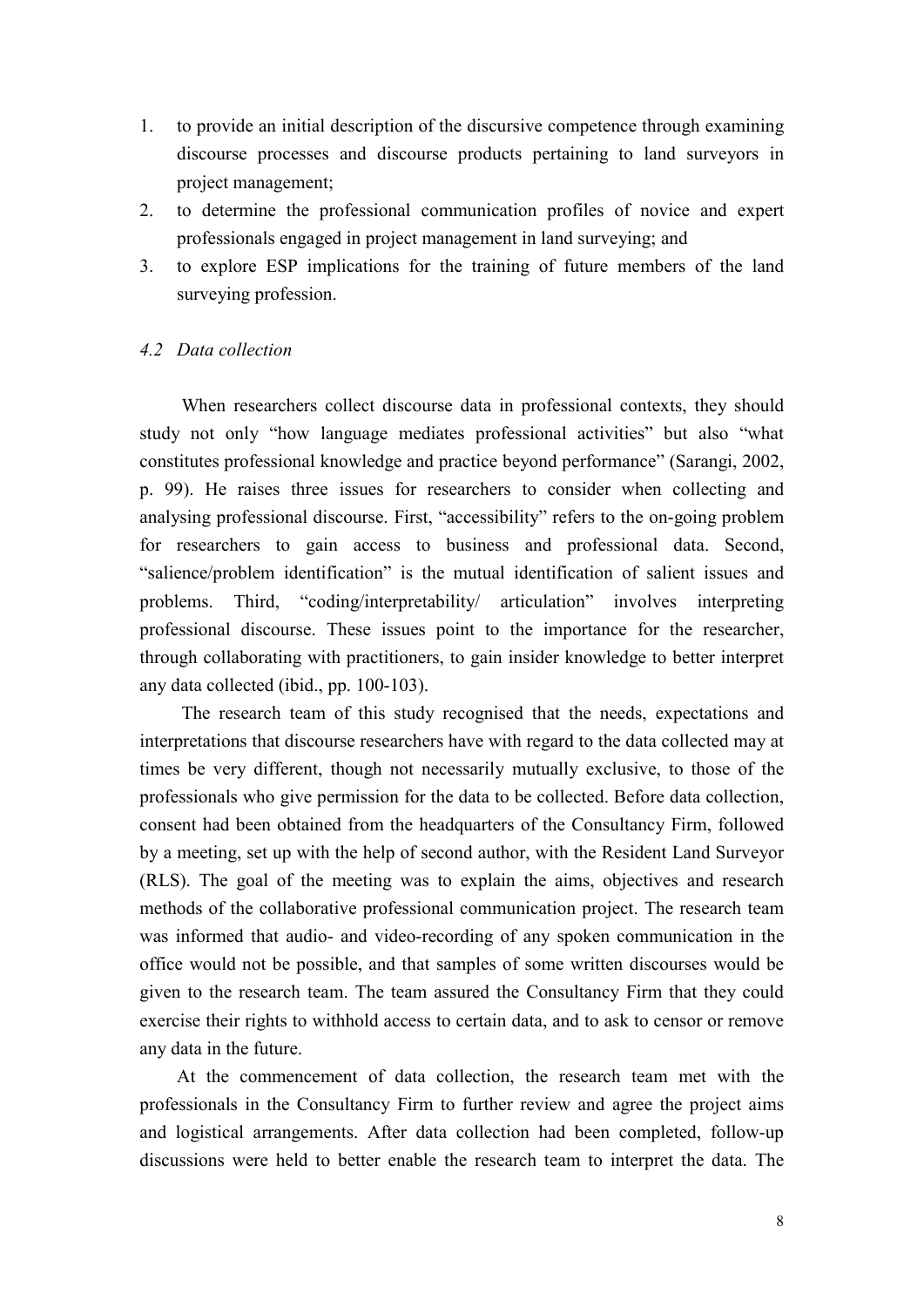1. to provide an initial description of the discursive competence through examining discourse processes and discourse products pertaining to land surveyors in project management;
2. to determine the professional communication profiles of novice and expert professionals engaged in project management in land surveying; and
3. to explore ESP implications for the training of future members of the land surveying profession.

### *4.2 Data collection*

When researchers collect discourse data in professional contexts, they should study not only "how language mediates professional activities" but also "what constitutes professional knowledge and practice beyond performance" (Sarangi, 2002, p. 99). He raises three issues for researchers to consider when collecting and analysing professional discourse. First, "accessibility" refers to the on-going problem for researchers to gain access to business and professional data. Second, "salience/problem identification" is the mutual identification of salient issues and problems. Third, "coding/interpretability/ articulation" involves interpreting professional discourse. These issues point to the importance for the researcher, through collaborating with practitioners, to gain insider knowledge to better interpret any data collected (ibid., pp. 100-103).

The research team of this study recognised that the needs, expectations and interpretations that discourse researchers have with regard to the data collected may at times be very different, though not necessarily mutually exclusive, to those of the professionals who give permission for the data to be collected. Before data collection, consent had been obtained from the headquarters of the Consultancy Firm, followed by a meeting, set up with the help of second author, with the Resident Land Surveyor (RLS). The goal of the meeting was to explain the aims, objectives and research methods of the collaborative professional communication project. The research team was informed that audio- and video-recording of any spoken communication in the office would not be possible, and that samples of some written discourses would be given to the research team. The team assured the Consultancy Firm that they could exercise their rights to withhold access to certain data, and to ask to censor or remove any data in the future.

At the commencement of data collection, the research team met with the professionals in the Consultancy Firm to further review and agree the project aims and logistical arrangements. After data collection had been completed, follow-up discussions were held to better enable the research team to interpret the data. The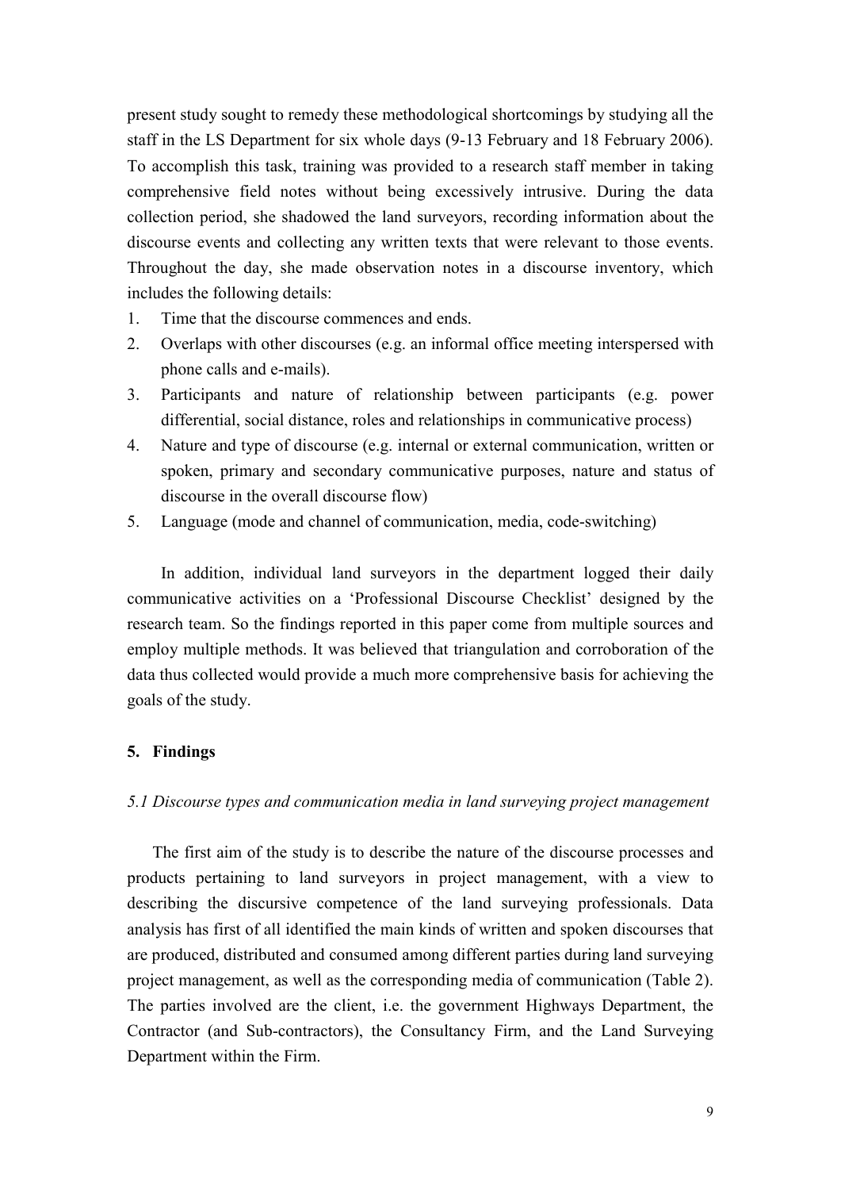present study sought to remedy these methodological shortcomings by studying all the staff in the LS Department for six whole days (9-13 February and 18 February 2006). To accomplish this task, training was provided to a research staff member in taking comprehensive field notes without being excessively intrusive. During the data collection period, she shadowed the land surveyors, recording information about the discourse events and collecting any written texts that were relevant to those events. Throughout the day, she made observation notes in a discourse inventory, which includes the following details:

1. Time that the discourse commences and ends.
2. Overlaps with other discourses (e.g. an informal office meeting interspersed with phone calls and e-mails).
3. Participants and nature of relationship between participants (e.g. power differential, social distance, roles and relationships in communicative process)
4. Nature and type of discourse (e.g. internal or external communication, written or spoken, primary and secondary communicative purposes, nature and status of discourse in the overall discourse flow)
5. Language (mode and channel of communication, media, code-switching)

In addition, individual land surveyors in the department logged their daily communicative activities on a 'Professional Discourse Checklist' designed by the research team. So the findings reported in this paper come from multiple sources and employ multiple methods. It was believed that triangulation and corroboration of the data thus collected would provide a much more comprehensive basis for achieving the goals of the study.

## 5. Findings

### *5.1 Discourse types and communication media in land surveying project management*

The first aim of the study is to describe the nature of the discourse processes and products pertaining to land surveyors in project management, with a view to describing the discursive competence of the land surveying professionals. Data analysis has first of all identified the main kinds of written and spoken discourses that are produced, distributed and consumed among different parties during land surveying project management, as well as the corresponding media of communication (Table 2). The parties involved are the client, i.e. the government Highways Department, the Contractor (and Sub-contractors), the Consultancy Firm, and the Land Surveying Department within the Firm.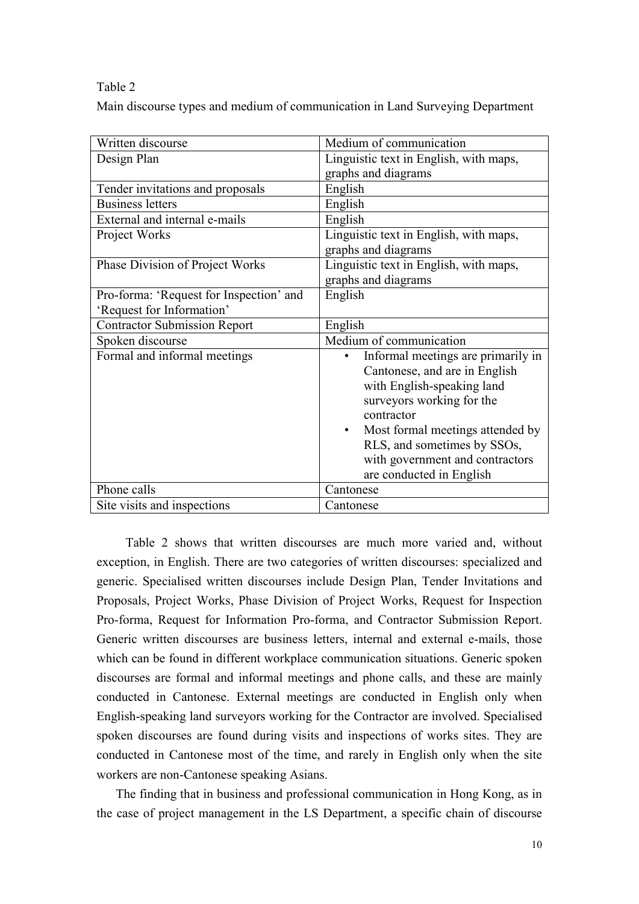Table 2

Main discourse types and medium of communication in Land Surveying Department

| Written discourse | Medium of communication |
|---|---|
| Design Plan | Linguistic text in English, with maps, graphs and diagrams |
| Tender invitations and proposals | English |
| Business letters | English |
| External and internal e-mails | English |
| Project Works | Linguistic text in English, with maps, graphs and diagrams |
| Phase Division of Project Works | Linguistic text in English, with maps, graphs and diagrams |
| Pro-forma: 'Request for Inspection' and 'Request for Information' | English |
| Contractor Submission Report | English |
| **Spoken discourse** | **Medium of communication** |
| Formal and informal meetings | • Informal meetings are primarily in Cantonese, and are in English with English-speaking land surveyors working for the contractor<br>• Most formal meetings attended by RLS, and sometimes by SSOs, with government and contractors are conducted in English |
| Phone calls | Cantonese |
| Site visits and inspections | Cantonese |

Table 2 shows that written discourses are much more varied and, without exception, in English. There are two categories of written discourses: specialized and generic. Specialised written discourses include Design Plan, Tender Invitations and Proposals, Project Works, Phase Division of Project Works, Request for Inspection Pro-forma, Request for Information Pro-forma, and Contractor Submission Report. Generic written discourses are business letters, internal and external e-mails, those which can be found in different workplace communication situations. Generic spoken discourses are formal and informal meetings and phone calls, and these are mainly conducted in Cantonese. External meetings are conducted in English only when English-speaking land surveyors working for the Contractor are involved. Specialised spoken discourses are found during visits and inspections of works sites. They are conducted in Cantonese most of the time, and rarely in English only when the site workers are non-Cantonese speaking Asians.

The finding that in business and professional communication in Hong Kong, as in the case of project management in the LS Department, a specific chain of discourse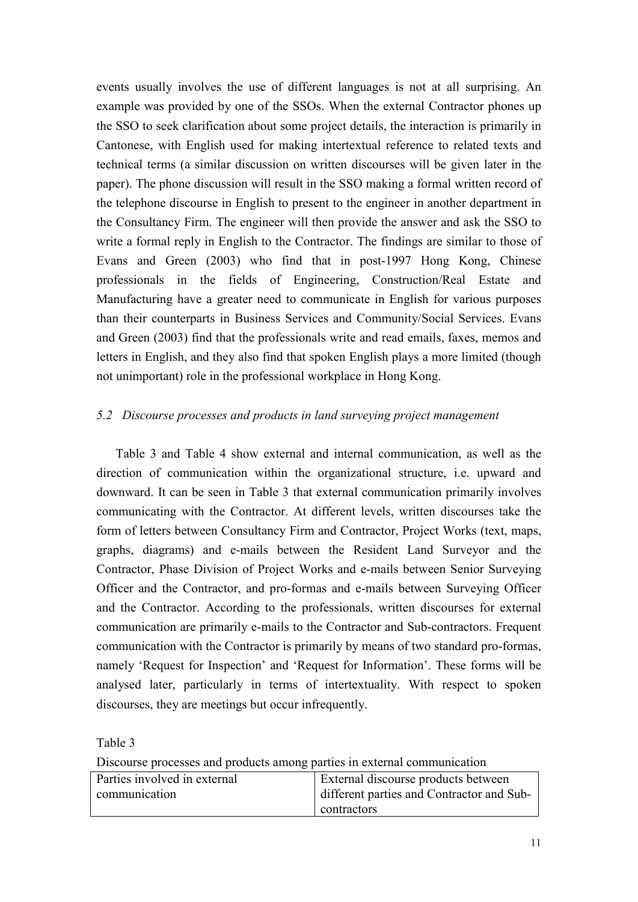events usually involves the use of different languages is not at all surprising. An example was provided by one of the SSOs. When the external Contractor phones up the SSO to seek clarification about some project details, the interaction is primarily in Cantonese, with English used for making intertextual reference to related texts and technical terms (a similar discussion on written discourses will be given later in the paper). The phone discussion will result in the SSO making a formal written record of the telephone discourse in English to present to the engineer in another department in the Consultancy Firm. The engineer will then provide the answer and ask the SSO to write a formal reply in English to the Contractor. The findings are similar to those of Evans and Green (2003) who find that in post-1997 Hong Kong, Chinese professionals in the fields of Engineering, Construction/Real Estate and Manufacturing have a greater need to communicate in English for various purposes than their counterparts in Business Services and Community/Social Services. Evans and Green (2003) find that the professionals write and read emails, faxes, memos and letters in English, and they also find that spoken English plays a more limited (though not unimportant) role in the professional workplace in Hong Kong.

### *5.2 Discourse processes and products in land surveying project management*

Table 3 and Table 4 show external and internal communication, as well as the direction of communication within the organizational structure, i.e. upward and downward. It can be seen in Table 3 that external communication primarily involves communicating with the Contractor. At different levels, written discourses take the form of letters between Consultancy Firm and Contractor, Project Works (text, maps, graphs, diagrams) and e-mails between the Resident Land Surveyor and the Contractor, Phase Division of Project Works and e-mails between Senior Surveying Officer and the Contractor, and pro-formas and e-mails between Surveying Officer and the Contractor. According to the professionals, written discourses for external communication are primarily e-mails to the Contractor and Sub-contractors. Frequent communication with the Contractor is primarily by means of two standard pro-formas, namely 'Request for Inspection' and 'Request for Information'. These forms will be analysed later, particularly in terms of intertextuality. With respect to spoken discourses, they are meetings but occur infrequently.

Table 3

Discourse processes and products among parties in external communication

| Parties involved in external communication | External discourse products between different parties and Contractor and Sub-contractors |
|---|---|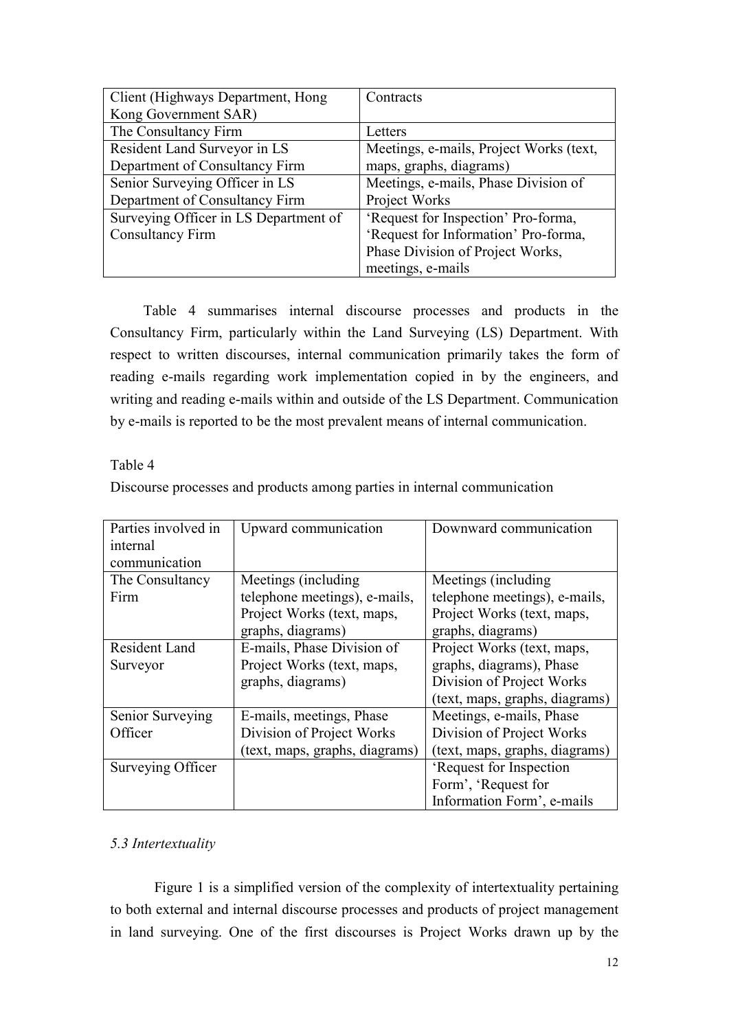| Client (Highways Department, Hong Kong Government SAR) | Contracts |
|---|---|
| The Consultancy Firm | Letters |
| Resident Land Surveyor in LS Department of Consultancy Firm | Meetings, e-mails, Project Works (text, maps, graphs, diagrams) |
| Senior Surveying Officer in LS Department of Consultancy Firm | Meetings, e-mails, Phase Division of Project Works |
| Surveying Officer in LS Department of Consultancy Firm | 'Request for Inspection' Pro-forma, 'Request for Information' Pro-forma, Phase Division of Project Works, meetings, e-mails |

Table 4 summarises internal discourse processes and products in the Consultancy Firm, particularly within the Land Surveying (LS) Department. With respect to written discourses, internal communication primarily takes the form of reading e-mails regarding work implementation copied in by the engineers, and writing and reading e-mails within and outside of the LS Department. Communication by e-mails is reported to be the most prevalent means of internal communication.

Table 4

Discourse processes and products among parties in internal communication

| Parties involved in internal communication | Upward communication | Downward communication |
|---|---|---|
| The Consultancy Firm | Meetings (including telephone meetings), e-mails, Project Works (text, maps, graphs, diagrams) | Meetings (including telephone meetings), e-mails, Project Works (text, maps, graphs, diagrams) |
| Resident Land Surveyor | E-mails, Phase Division of Project Works (text, maps, graphs, diagrams) | Project Works (text, maps, graphs, diagrams), Phase Division of Project Works (text, maps, graphs, diagrams) |
| Senior Surveying Officer | E-mails, meetings, Phase Division of Project Works (text, maps, graphs, diagrams) | Meetings, e-mails, Phase Division of Project Works (text, maps, graphs, diagrams) |
| Surveying Officer | | 'Request for Inspection Form', 'Request for Information Form', e-mails |

### *5.3 Intertextuality*

Figure 1 is a simplified version of the complexity of intertextuality pertaining to both external and internal discourse processes and products of project management in land surveying. One of the first discourses is Project Works drawn up by the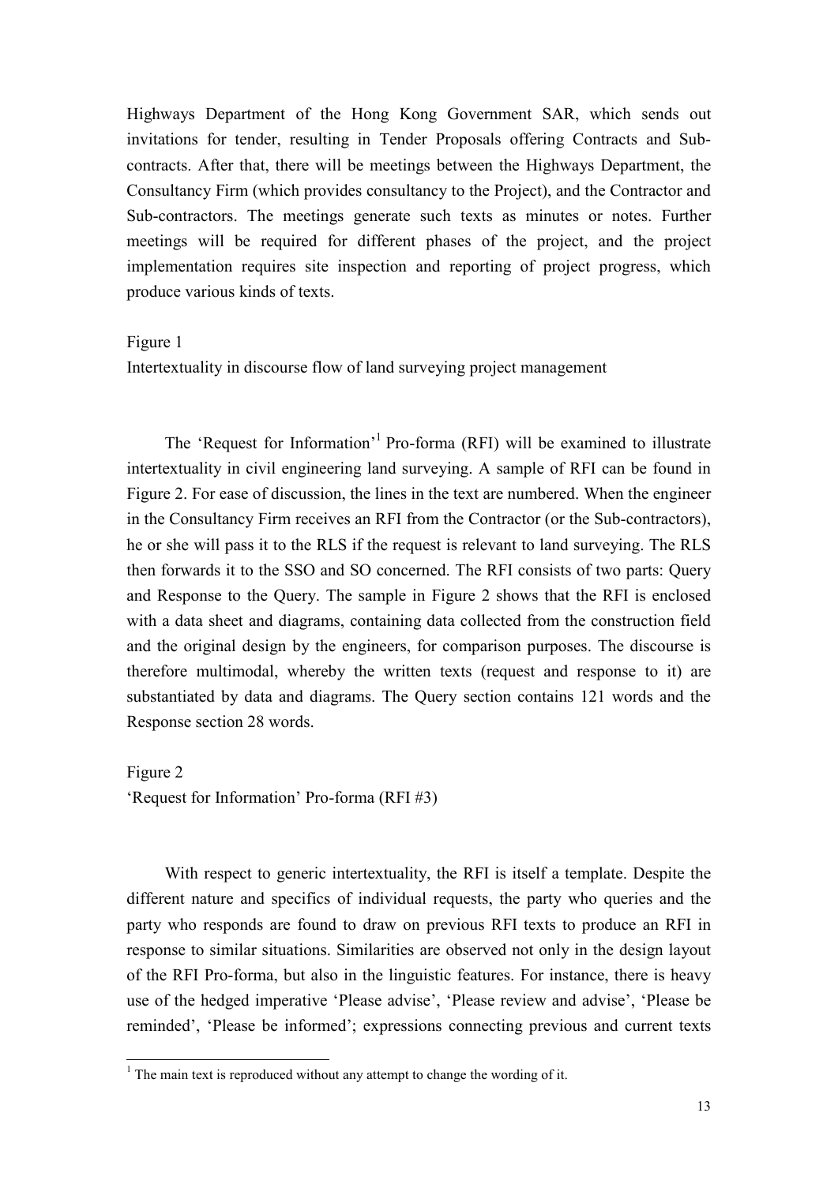Highways Department of the Hong Kong Government SAR, which sends out invitations for tender, resulting in Tender Proposals offering Contracts and Sub-contracts. After that, there will be meetings between the Highways Department, the Consultancy Firm (which provides consultancy to the Project), and the Contractor and Sub-contractors. The meetings generate such texts as minutes or notes. Further meetings will be required for different phases of the project, and the project implementation requires site inspection and reporting of project progress, which produce various kinds of texts.

Figure 1
Intertextuality in discourse flow of land surveying project management

The 'Request for Information'[1] Pro-forma (RFI) will be examined to illustrate intertextuality in civil engineering land surveying. A sample of RFI can be found in Figure 2. For ease of discussion, the lines in the text are numbered. When the engineer in the Consultancy Firm receives an RFI from the Contractor (or the Sub-contractors), he or she will pass it to the RLS if the request is relevant to land surveying. The RLS then forwards it to the SSO and SO concerned. The RFI consists of two parts: Query and Response to the Query. The sample in Figure 2 shows that the RFI is enclosed with a data sheet and diagrams, containing data collected from the construction field and the original design by the engineers, for comparison purposes. The discourse is therefore multimodal, whereby the written texts (request and response to it) are substantiated by data and diagrams. The Query section contains 121 words and the Response section 28 words.

Figure 2
'Request for Information' Pro-forma (RFI #3)

With respect to generic intertextuality, the RFI is itself a template. Despite the different nature and specifics of individual requests, the party who queries and the party who responds are found to draw on previous RFI texts to produce an RFI in response to similar situations. Similarities are observed not only in the design layout of the RFI Pro-forma, but also in the linguistic features. For instance, there is heavy use of the hedged imperative 'Please advise', 'Please review and advise', 'Please be reminded', 'Please be informed'; expressions connecting previous and current texts

[1] The main text is reproduced without any attempt to change the wording of it.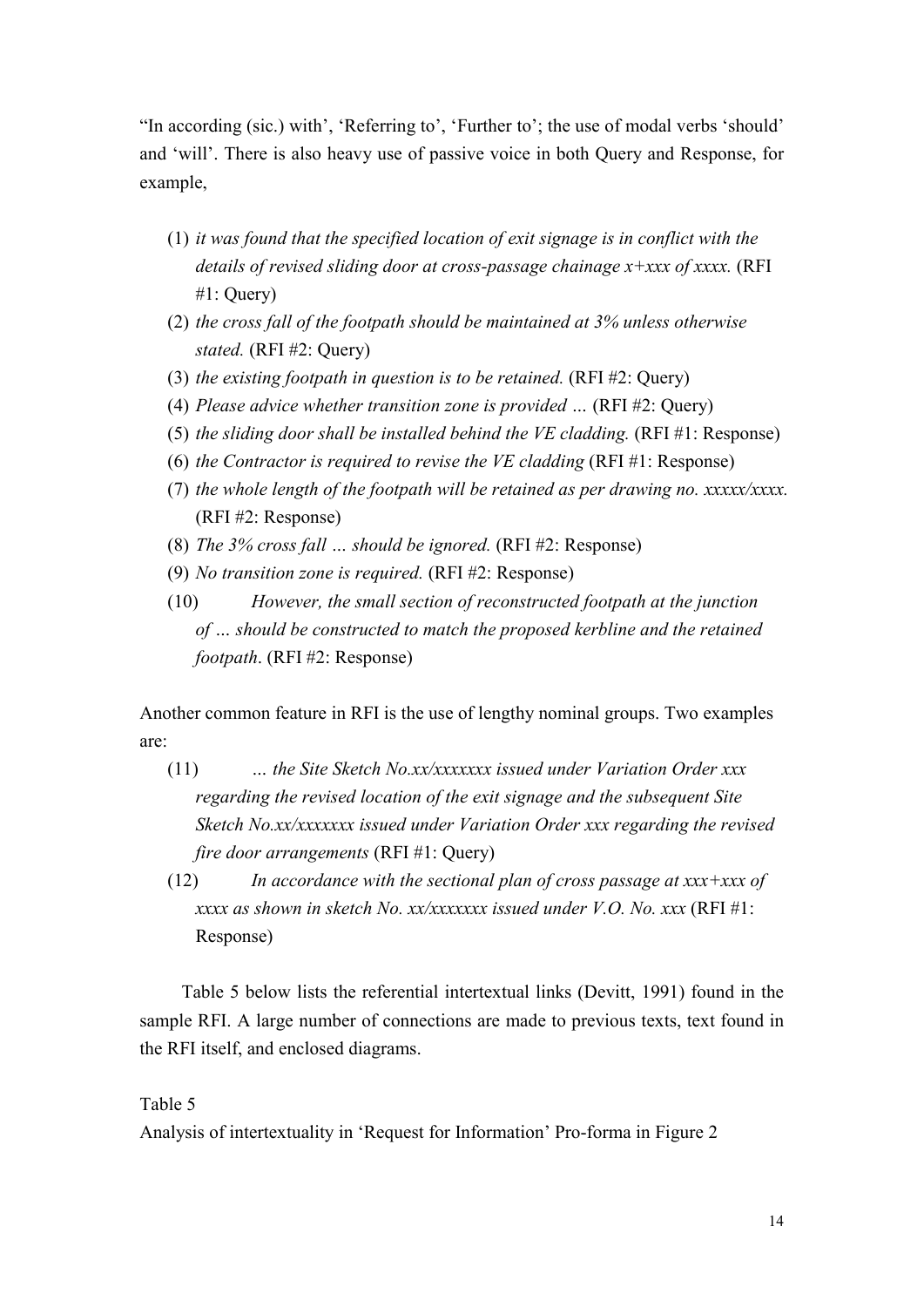"In according (sic.) with', 'Referring to', 'Further to'; the use of modal verbs 'should' and 'will'. There is also heavy use of passive voice in both Query and Response, for example,

(1) *it was found that the specified location of exit signage is in conflict with the details of revised sliding door at cross-passage chainage x+xxx of xxxx.* (RFI #1: Query)
(2) *the cross fall of the footpath should be maintained at 3% unless otherwise stated.* (RFI #2: Query)
(3) *the existing footpath in question is to be retained.* (RFI #2: Query)
(4) *Please advice whether transition zone is provided …* (RFI #2: Query)
(5) *the sliding door shall be installed behind the VE cladding.* (RFI #1: Response)
(6) *the Contractor is required to revise the VE cladding* (RFI #1: Response)
(7) *the whole length of the footpath will be retained as per drawing no. xxxxx/xxxx.* (RFI #2: Response)
(8) *The 3% cross fall … should be ignored.* (RFI #2: Response)
(9) *No transition zone is required.* (RFI #2: Response)
(10) *However, the small section of reconstructed footpath at the junction of … should be constructed to match the proposed kerbline and the retained footpath*. (RFI #2: Response)

Another common feature in RFI is the use of lengthy nominal groups. Two examples are:

(11) *… the Site Sketch No.xx/xxxxxxx issued under Variation Order xxx regarding the revised location of the exit signage and the subsequent Site Sketch No.xx/xxxxxxx issued under Variation Order xxx regarding the revised fire door arrangements* (RFI #1: Query)
(12) *In accordance with the sectional plan of cross passage at xxx+xxx of xxxx as shown in sketch No. xx/xxxxxxx issued under V.O. No. xxx* (RFI #1: Response)

Table 5 below lists the referential intertextual links (Devitt, 1991) found in the sample RFI. A large number of connections are made to previous texts, text found in the RFI itself, and enclosed diagrams.

Table 5
Analysis of intertextuality in 'Request for Information' Pro-forma in Figure 2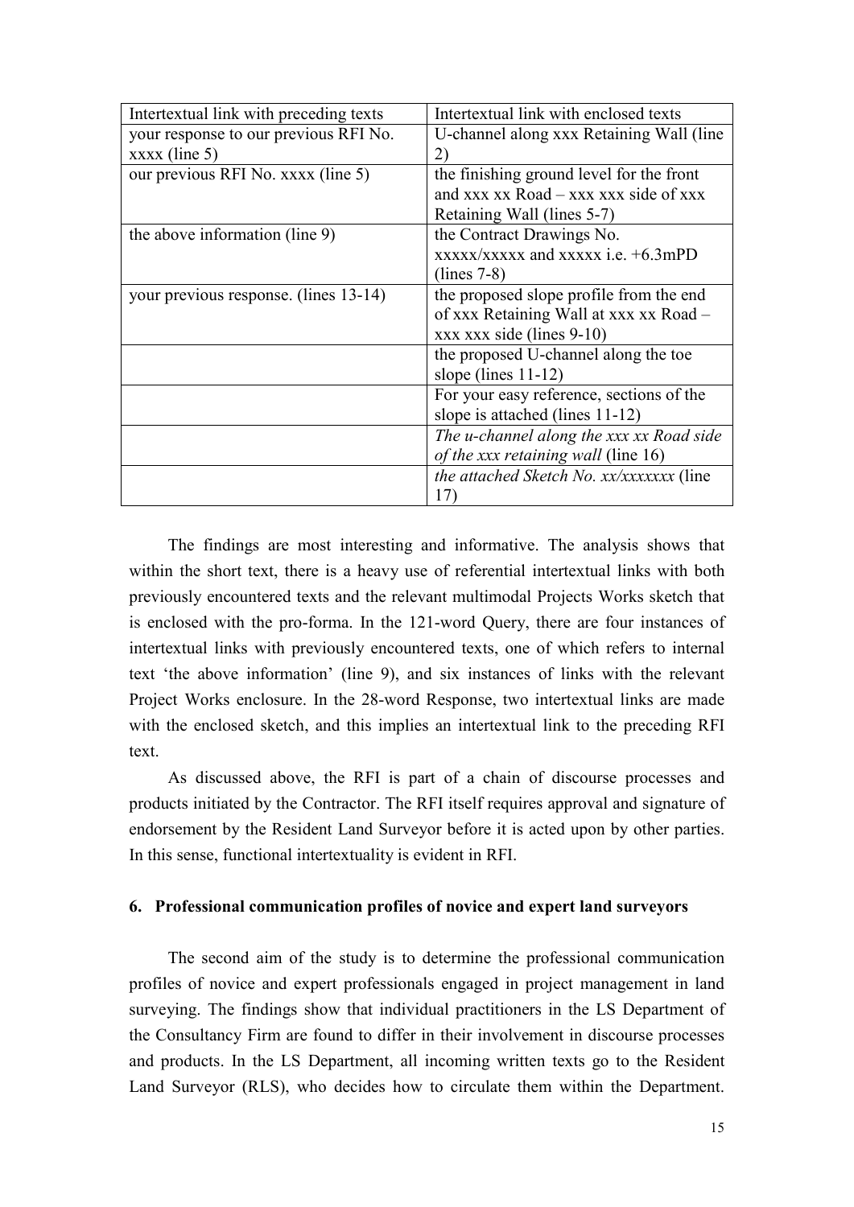| Intertextual link with preceding texts | Intertextual link with enclosed texts |
| --- | --- |
| your response to our previous RFI No. xxxx (line 5) | U-channel along xxx Retaining Wall (line 2) |
| our previous RFI No. xxxx (line 5) | the finishing ground level for the front and xxx xx Road – xxx xxx side of xxx Retaining Wall (lines 5-7) |
| the above information (line 9) | the Contract Drawings No. xxxxx/xxxxx and xxxxx i.e. +6.3mPD (lines 7-8) |
| your previous response. (lines 13-14) | the proposed slope profile from the end of xxx Retaining Wall at xxx xx Road – xxx xxx side (lines 9-10) |
| | the proposed U-channel along the toe slope (lines 11-12) |
| | For your easy reference, sections of the slope is attached (lines 11-12) |
| | *The u-channel along the xxx xx Road side of the xxx retaining wall* (line 16) |
| | *the attached Sketch No. xx/xxxxxxx* (line 17) |

The findings are most interesting and informative. The analysis shows that within the short text, there is a heavy use of referential intertextual links with both previously encountered texts and the relevant multimodal Projects Works sketch that is enclosed with the pro-forma. In the 121-word Query, there are four instances of intertextual links with previously encountered texts, one of which refers to internal text 'the above information' (line 9), and six instances of links with the relevant Project Works enclosure. In the 28-word Response, two intertextual links are made with the enclosed sketch, and this implies an intertextual link to the preceding RFI text.

As discussed above, the RFI is part of a chain of discourse processes and products initiated by the Contractor. The RFI itself requires approval and signature of endorsement by the Resident Land Surveyor before it is acted upon by other parties. In this sense, functional intertextuality is evident in RFI.

## 6. Professional communication profiles of novice and expert land surveyors

The second aim of the study is to determine the professional communication profiles of novice and expert professionals engaged in project management in land surveying. The findings show that individual practitioners in the LS Department of the Consultancy Firm are found to differ in their involvement in discourse processes and products. In the LS Department, all incoming written texts go to the Resident Land Surveyor (RLS), who decides how to circulate them within the Department.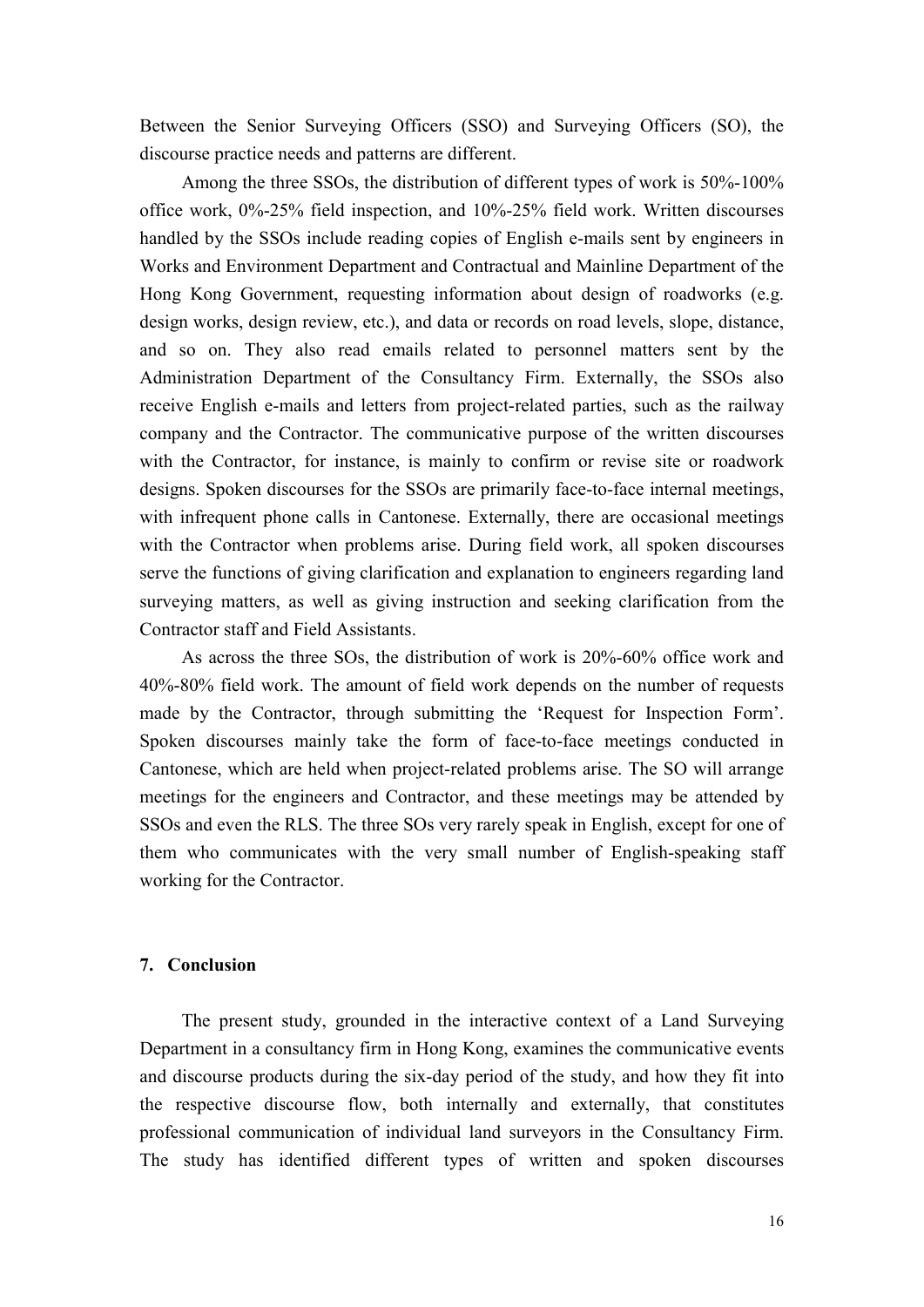Between the Senior Surveying Officers (SSO) and Surveying Officers (SO), the discourse practice needs and patterns are different.

Among the three SSOs, the distribution of different types of work is 50%-100% office work, 0%-25% field inspection, and 10%-25% field work. Written discourses handled by the SSOs include reading copies of English e-mails sent by engineers in Works and Environment Department and Contractual and Mainline Department of the Hong Kong Government, requesting information about design of roadworks (e.g. design works, design review, etc.), and data or records on road levels, slope, distance, and so on. They also read emails related to personnel matters sent by the Administration Department of the Consultancy Firm. Externally, the SSOs also receive English e-mails and letters from project-related parties, such as the railway company and the Contractor. The communicative purpose of the written discourses with the Contractor, for instance, is mainly to confirm or revise site or roadwork designs. Spoken discourses for the SSOs are primarily face-to-face internal meetings, with infrequent phone calls in Cantonese. Externally, there are occasional meetings with the Contractor when problems arise. During field work, all spoken discourses serve the functions of giving clarification and explanation to engineers regarding land surveying matters, as well as giving instruction and seeking clarification from the Contractor staff and Field Assistants.

As across the three SOs, the distribution of work is 20%-60% office work and 40%-80% field work. The amount of field work depends on the number of requests made by the Contractor, through submitting the 'Request for Inspection Form'. Spoken discourses mainly take the form of face-to-face meetings conducted in Cantonese, which are held when project-related problems arise. The SO will arrange meetings for the engineers and Contractor, and these meetings may be attended by SSOs and even the RLS. The three SOs very rarely speak in English, except for one of them who communicates with the very small number of English-speaking staff working for the Contractor.

## 7. Conclusion

The present study, grounded in the interactive context of a Land Surveying Department in a consultancy firm in Hong Kong, examines the communicative events and discourse products during the six-day period of the study, and how they fit into the respective discourse flow, both internally and externally, that constitutes professional communication of individual land surveyors in the Consultancy Firm. The study has identified different types of written and spoken discourses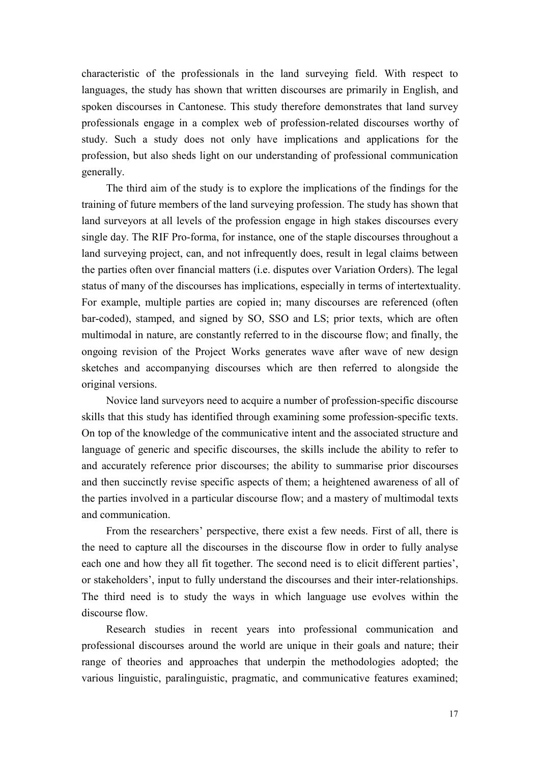characteristic of the professionals in the land surveying field. With respect to languages, the study has shown that written discourses are primarily in English, and spoken discourses in Cantonese. This study therefore demonstrates that land survey professionals engage in a complex web of profession-related discourses worthy of study. Such a study does not only have implications and applications for the profession, but also sheds light on our understanding of professional communication generally.

The third aim of the study is to explore the implications of the findings for the training of future members of the land surveying profession. The study has shown that land surveyors at all levels of the profession engage in high stakes discourses every single day. The RIF Pro-forma, for instance, one of the staple discourses throughout a land surveying project, can, and not infrequently does, result in legal claims between the parties often over financial matters (i.e. disputes over Variation Orders). The legal status of many of the discourses has implications, especially in terms of intertextuality. For example, multiple parties are copied in; many discourses are referenced (often bar-coded), stamped, and signed by SO, SSO and LS; prior texts, which are often multimodal in nature, are constantly referred to in the discourse flow; and finally, the ongoing revision of the Project Works generates wave after wave of new design sketches and accompanying discourses which are then referred to alongside the original versions.

Novice land surveyors need to acquire a number of profession-specific discourse skills that this study has identified through examining some profession-specific texts. On top of the knowledge of the communicative intent and the associated structure and language of generic and specific discourses, the skills include the ability to refer to and accurately reference prior discourses; the ability to summarise prior discourses and then succinctly revise specific aspects of them; a heightened awareness of all of the parties involved in a particular discourse flow; and a mastery of multimodal texts and communication.

From the researchers' perspective, there exist a few needs. First of all, there is the need to capture all the discourses in the discourse flow in order to fully analyse each one and how they all fit together. The second need is to elicit different parties', or stakeholders', input to fully understand the discourses and their inter-relationships. The third need is to study the ways in which language use evolves within the discourse flow.

Research studies in recent years into professional communication and professional discourses around the world are unique in their goals and nature; their range of theories and approaches that underpin the methodologies adopted; the various linguistic, paralinguistic, pragmatic, and communicative features examined;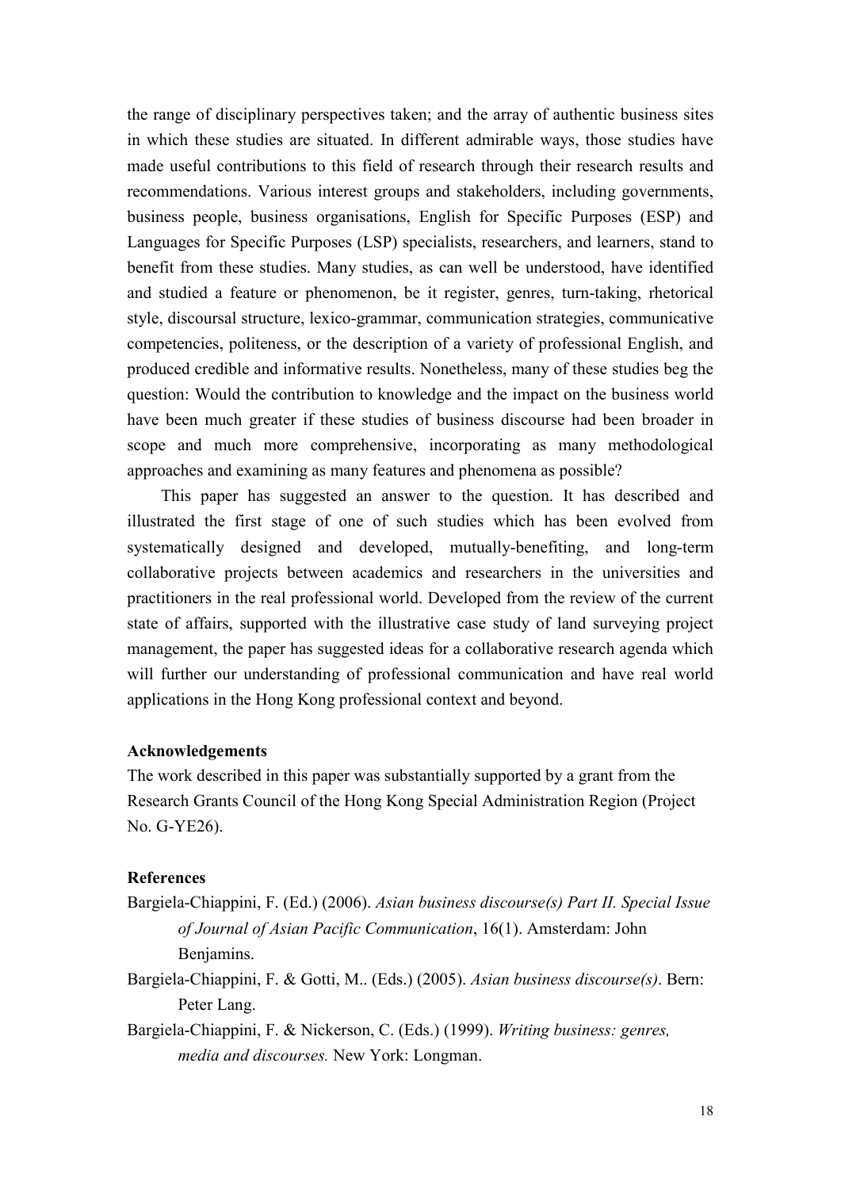the range of disciplinary perspectives taken; and the array of authentic business sites in which these studies are situated. In different admirable ways, those studies have made useful contributions to this field of research through their research results and recommendations. Various interest groups and stakeholders, including governments, business people, business organisations, English for Specific Purposes (ESP) and Languages for Specific Purposes (LSP) specialists, researchers, and learners, stand to benefit from these studies. Many studies, as can well be understood, have identified and studied a feature or phenomenon, be it register, genres, turn-taking, rhetorical style, discoursal structure, lexico-grammar, communication strategies, communicative competencies, politeness, or the description of a variety of professional English, and produced credible and informative results. Nonetheless, many of these studies beg the question: Would the contribution to knowledge and the impact on the business world have been much greater if these studies of business discourse had been broader in scope and much more comprehensive, incorporating as many methodological approaches and examining as many features and phenomena as possible?

This paper has suggested an answer to the question. It has described and illustrated the first stage of one of such studies which has been evolved from systematically designed and developed, mutually-benefiting, and long-term collaborative projects between academics and researchers in the universities and practitioners in the real professional world. Developed from the review of the current state of affairs, supported with the illustrative case study of land surveying project management, the paper has suggested ideas for a collaborative research agenda which will further our understanding of professional communication and have real world applications in the Hong Kong professional context and beyond.

**Acknowledgements**

The work described in this paper was substantially supported by a grant from the Research Grants Council of the Hong Kong Special Administration Region (Project No. G-YE26).

**References**

Bargiela-Chiappini, F. (Ed.) (2006). *Asian business discourse(s) Part II. Special Issue of Journal of Asian Pacific Communication*, 16(1). Amsterdam: John Benjamins.

Bargiela-Chiappini, F. & Gotti, M.. (Eds.) (2005). *Asian business discourse(s)*. Bern: Peter Lang.

Bargiela-Chiappini, F. & Nickerson, C. (Eds.) (1999). *Writing business: genres, media and discourses.* New York: Longman.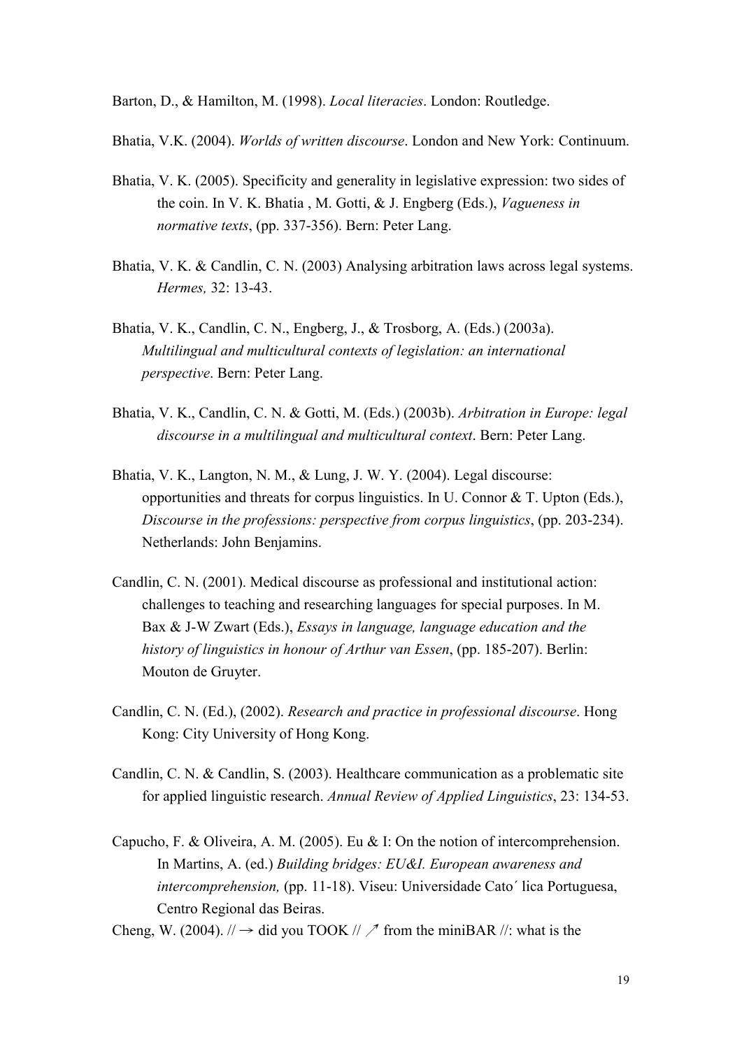Barton, D., & Hamilton, M. (1998). *Local literacies*. London: Routledge.

Bhatia, V.K. (2004). *Worlds of written discourse*. London and New York: Continuum.

Bhatia, V. K. (2005). Specificity and generality in legislative expression: two sides of the coin. In V. K. Bhatia , M. Gotti, & J. Engberg (Eds.), *Vagueness in normative texts*, (pp. 337-356). Bern: Peter Lang.

Bhatia, V. K. & Candlin, C. N. (2003) Analysing arbitration laws across legal systems. *Hermes,* 32: 13-43.

Bhatia, V. K., Candlin, C. N., Engberg, J., & Trosborg, A. (Eds.) (2003a). *Multilingual and multicultural contexts of legislation: an international perspective*. Bern: Peter Lang.

Bhatia, V. K., Candlin, C. N. & Gotti, M. (Eds.) (2003b). *Arbitration in Europe: legal discourse in a multilingual and multicultural context*. Bern: Peter Lang.

Bhatia, V. K., Langton, N. M., & Lung, J. W. Y. (2004). Legal discourse: opportunities and threats for corpus linguistics. In U. Connor & T. Upton (Eds.), *Discourse in the professions: perspective from corpus linguistics*, (pp. 203-234). Netherlands: John Benjamins.

Candlin, C. N. (2001). Medical discourse as professional and institutional action: challenges to teaching and researching languages for special purposes. In M. Bax & J-W Zwart (Eds.), *Essays in language, language education and the history of linguistics in honour of Arthur van Essen*, (pp. 185-207). Berlin: Mouton de Gruyter.

Candlin, C. N. (Ed.), (2002). *Research and practice in professional discourse*. Hong Kong: City University of Hong Kong.

Candlin, C. N. & Candlin, S. (2003). Healthcare communication as a problematic site for applied linguistic research. *Annual Review of Applied Linguistics*, 23: 134-53.

Capucho, F. & Oliveira, A. M. (2005). Eu & I: On the notion of intercomprehension. In Martins, A. (ed.) *Building bridges: EU&I. European awareness and intercomprehension,* (pp. 11-18). Viseu: Universidade Cato´ lica Portuguesa, Centro Regional das Beiras.

Cheng, W. (2004). // → did you TOOK // ↗ from the miniBAR //: what is the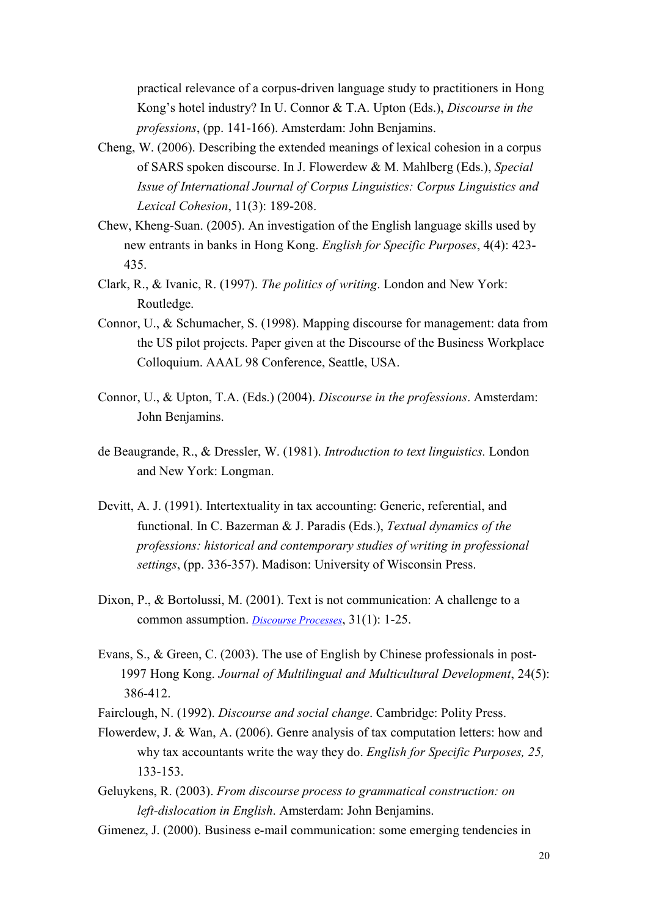practical relevance of a corpus-driven language study to practitioners in Hong Kong's hotel industry? In U. Connor & T.A. Upton (Eds.), *Discourse in the professions*, (pp. 141-166). Amsterdam: John Benjamins.

Cheng, W. (2006). Describing the extended meanings of lexical cohesion in a corpus of SARS spoken discourse. In J. Flowerdew & M. Mahlberg (Eds.), *Special Issue of International Journal of Corpus Linguistics: Corpus Linguistics and Lexical Cohesion*, 11(3): 189-208.

Chew, Kheng-Suan. (2005). An investigation of the English language skills used by new entrants in banks in Hong Kong. *English for Specific Purposes*, 4(4): 423-435.

Clark, R., & Ivanic, R. (1997). *The politics of writing*. London and New York: Routledge.

Connor, U., & Schumacher, S. (1998). Mapping discourse for management: data from the US pilot projects. Paper given at the Discourse of the Business Workplace Colloquium. AAAL 98 Conference, Seattle, USA.

Connor, U., & Upton, T.A. (Eds.) (2004). *Discourse in the professions*. Amsterdam: John Benjamins.

de Beaugrande, R., & Dressler, W. (1981). *Introduction to text linguistics.* London and New York: Longman.

Devitt, A. J. (1991). Intertextuality in tax accounting: Generic, referential, and functional. In C. Bazerman & J. Paradis (Eds.), *Textual dynamics of the professions: historical and contemporary studies of writing in professional settings*, (pp. 336-357). Madison: University of Wisconsin Press.

Dixon, P., & Bortolussi, M. (2001). Text is not communication: A challenge to a common assumption. *Discourse Processes*, 31(1): 1-25.

Evans, S., & Green, C. (2003). The use of English by Chinese professionals in post-1997 Hong Kong. *Journal of Multilingual and Multicultural Development*, 24(5): 386-412.

Fairclough, N. (1992). *Discourse and social change*. Cambridge: Polity Press.

Flowerdew, J. & Wan, A. (2006). Genre analysis of tax computation letters: how and why tax accountants write the way they do. *English for Specific Purposes, 25,* 133-153.

Geluykens, R. (2003). *From discourse process to grammatical construction: on left-dislocation in English*. Amsterdam: John Benjamins.

Gimenez, J. (2000). Business e-mail communication: some emerging tendencies in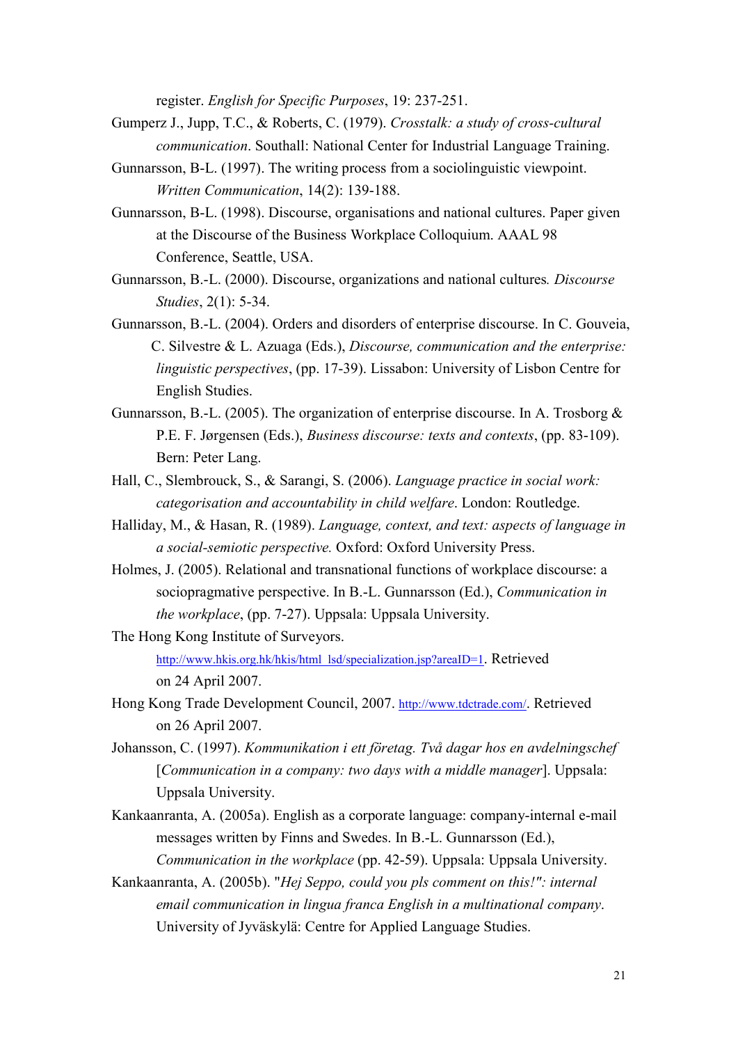register. *English for Specific Purposes*, 19: 237-251.

Gumperz J., Jupp, T.C., & Roberts, C. (1979). *Crosstalk: a study of cross-cultural communication*. Southall: National Center for Industrial Language Training.

Gunnarsson, B-L. (1997). The writing process from a sociolinguistic viewpoint. *Written Communication*, 14(2): 139-188.

Gunnarsson, B-L. (1998). Discourse, organisations and national cultures. Paper given at the Discourse of the Business Workplace Colloquium. AAAL 98 Conference, Seattle, USA.

Gunnarsson, B.-L. (2000). Discourse, organizations and national cultures*. Discourse Studies*, 2(1): 5-34.

Gunnarsson, B.-L. (2004). Orders and disorders of enterprise discourse. In C. Gouveia, C. Silvestre & L. Azuaga (Eds.), *Discourse, communication and the enterprise: linguistic perspectives*, (pp. 17-39). Lissabon: University of Lisbon Centre for English Studies.

Gunnarsson, B.-L. (2005). The organization of enterprise discourse. In A. Trosborg & P.E. F. Jørgensen (Eds.), *Business discourse: texts and contexts*, (pp. 83-109). Bern: Peter Lang.

Hall, C., Slembrouck, S., & Sarangi, S. (2006). *Language practice in social work: categorisation and accountability in child welfare*. London: Routledge.

Halliday, M., & Hasan, R. (1989). *Language, context, and text: aspects of language in a social-semiotic perspective.* Oxford: Oxford University Press.

Holmes, J. (2005). Relational and transnational functions of workplace discourse: a sociopragmative perspective. In B.-L. Gunnarsson (Ed.), *Communication in the workplace*, (pp. 7-27). Uppsala: Uppsala University.

The Hong Kong Institute of Surveyors. http://www.hkis.org.hk/hkis/html_lsd/specialization.jsp?areaID=1. Retrieved on 24 April 2007.

Hong Kong Trade Development Council, 2007. http://www.tdctrade.com/. Retrieved on 26 April 2007.

Johansson, C. (1997). *Kommunikation i ett företag. Två dagar hos en avdelningschef* [*Communication in a company: two days with a middle manager*]. Uppsala: Uppsala University.

Kankaanranta, A. (2005a). English as a corporate language: company-internal e-mail messages written by Finns and Swedes. In B.-L. Gunnarsson (Ed.), *Communication in the workplace* (pp. 42-59). Uppsala: Uppsala University.

Kankaanranta, A. (2005b). "*Hej Seppo, could you pls comment on this!": internal email communication in lingua franca English in a multinational company*. University of Jyväskylä: Centre for Applied Language Studies.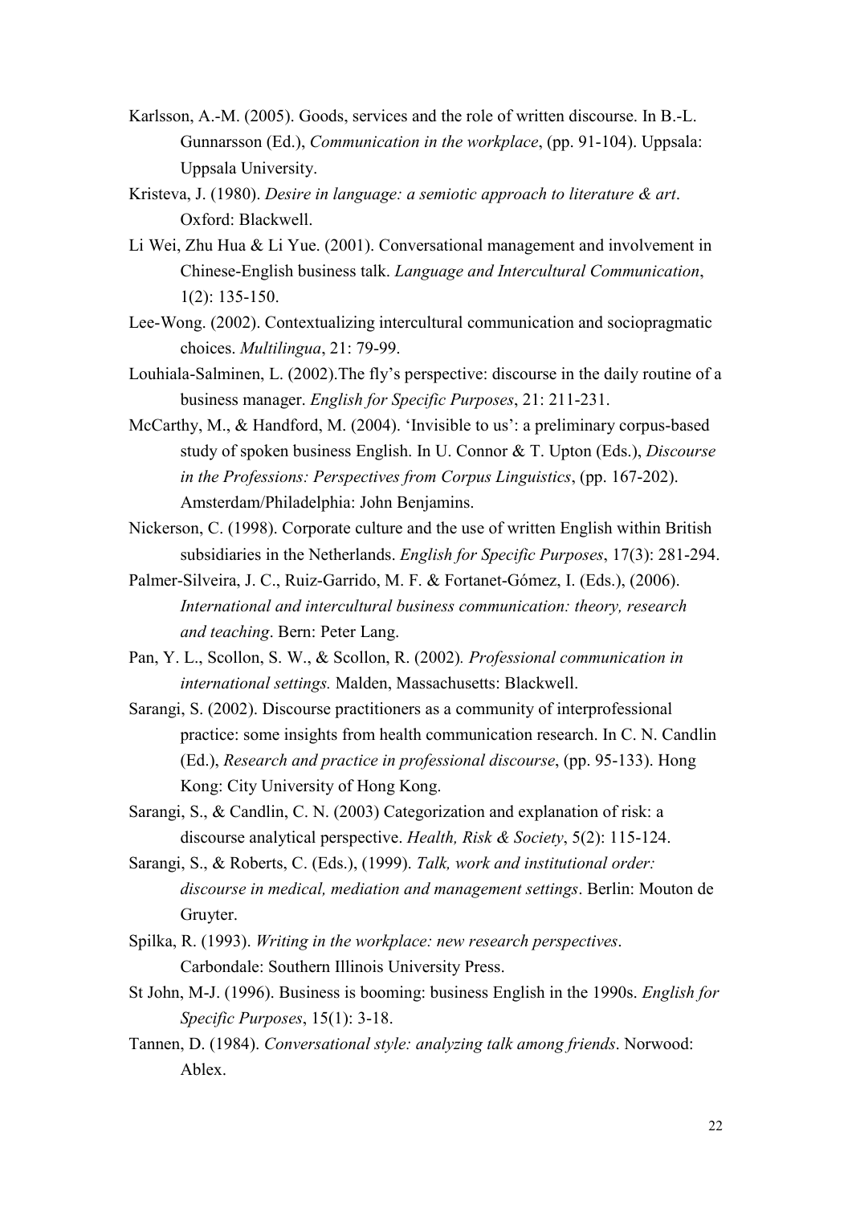Karlsson, A.-M. (2005). Goods, services and the role of written discourse. In B.-L. Gunnarsson (Ed.), *Communication in the workplace*, (pp. 91-104). Uppsala: Uppsala University.

Kristeva, J. (1980). *Desire in language: a semiotic approach to literature & art*. Oxford: Blackwell.

Li Wei, Zhu Hua & Li Yue. (2001). Conversational management and involvement in Chinese-English business talk. *Language and Intercultural Communication*, 1(2): 135-150.

Lee-Wong. (2002). Contextualizing intercultural communication and sociopragmatic choices. *Multilingua*, 21: 79-99.

Louhiala-Salminen, L. (2002).The fly's perspective: discourse in the daily routine of a business manager. *English for Specific Purposes*, 21: 211-231.

McCarthy, M., & Handford, M. (2004). 'Invisible to us': a preliminary corpus-based study of spoken business English. In U. Connor & T. Upton (Eds.), *Discourse in the Professions: Perspectives from Corpus Linguistics*, (pp. 167-202). Amsterdam/Philadelphia: John Benjamins.

Nickerson, C. (1998). Corporate culture and the use of written English within British subsidiaries in the Netherlands. *English for Specific Purposes*, 17(3): 281-294.

Palmer-Silveira, J. C., Ruiz-Garrido, M. F. & Fortanet-Gómez, I. (Eds.), (2006). *International and intercultural business communication: theory, research and teaching*. Bern: Peter Lang.

Pan, Y. L., Scollon, S. W., & Scollon, R. (2002). *Professional communication in international settings.* Malden, Massachusetts: Blackwell.

Sarangi, S. (2002). Discourse practitioners as a community of interprofessional practice: some insights from health communication research. In C. N. Candlin (Ed.), *Research and practice in professional discourse*, (pp. 95-133). Hong Kong: City University of Hong Kong.

Sarangi, S., & Candlin, C. N. (2003) Categorization and explanation of risk: a discourse analytical perspective. *Health, Risk & Society*, 5(2): 115-124.

Sarangi, S., & Roberts, C. (Eds.), (1999). *Talk, work and institutional order: discourse in medical, mediation and management settings*. Berlin: Mouton de Gruyter.

Spilka, R. (1993). *Writing in the workplace: new research perspectives*. Carbondale: Southern Illinois University Press.

St John, M-J. (1996). Business is booming: business English in the 1990s. *English for Specific Purposes*, 15(1): 3-18.

Tannen, D. (1984). *Conversational style: analyzing talk among friends*. Norwood: Ablex.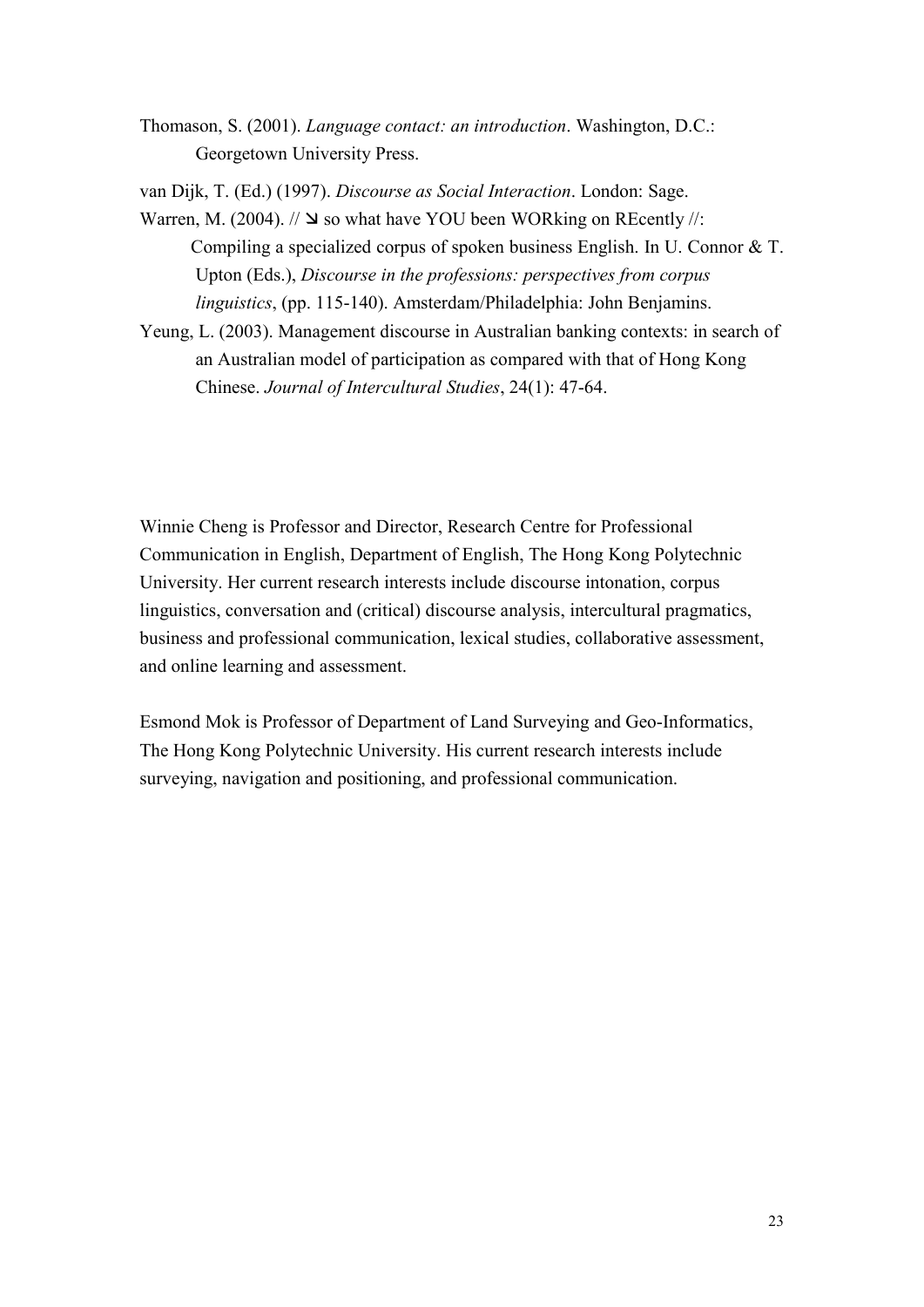Thomason, S. (2001). *Language contact: an introduction*. Washington, D.C.: Georgetown University Press.

van Dijk, T. (Ed.) (1997). *Discourse as Social Interaction*. London: Sage.

Warren, M. (2004). // ↘ so what have YOU been WORking on REcently //: Compiling a specialized corpus of spoken business English. In U. Connor & T. Upton (Eds.), *Discourse in the professions: perspectives from corpus linguistics*, (pp. 115-140). Amsterdam/Philadelphia: John Benjamins.

Yeung, L. (2003). Management discourse in Australian banking contexts: in search of an Australian model of participation as compared with that of Hong Kong Chinese. *Journal of Intercultural Studies*, 24(1): 47-64.

Winnie Cheng is Professor and Director, Research Centre for Professional Communication in English, Department of English, The Hong Kong Polytechnic University. Her current research interests include discourse intonation, corpus linguistics, conversation and (critical) discourse analysis, intercultural pragmatics, business and professional communication, lexical studies, collaborative assessment, and online learning and assessment.

Esmond Mok is Professor of Department of Land Surveying and Geo-Informatics, The Hong Kong Polytechnic University. His current research interests include surveying, navigation and positioning, and professional communication.